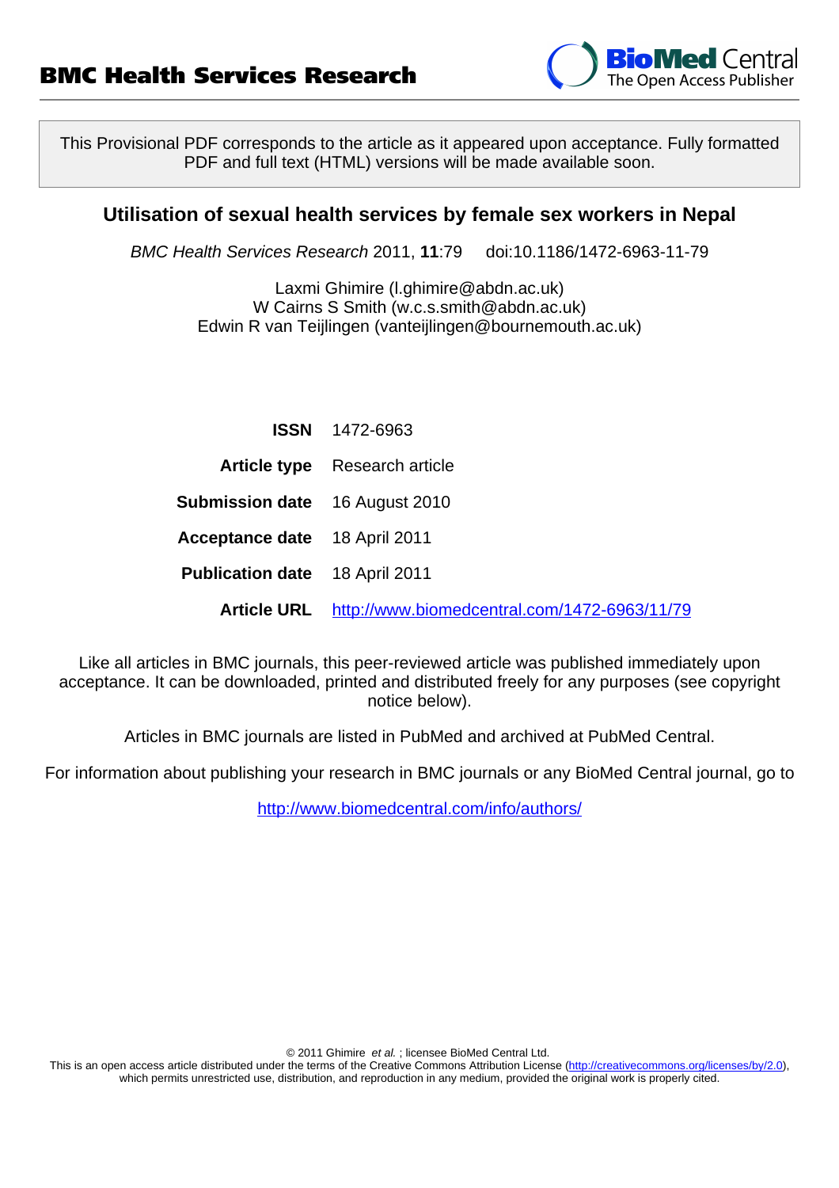**BMC Health Services Research**

This Provisional PDF corresponds to the article as it appeared upon acceptance. Fully formatted PDF and full text (HTML) versions will be made available soon.

# Utilisation of sexual health services by female sex workers in Nepal

*BMC Health Services Research* 2011, **11**:79 doi:10.1186/1472-6963-11-79

Laxmi Ghimire (l.ghimire@abdn.ac.uk)
W Cairns S Smith (w.c.s.smith@abdn.ac.uk)
Edwin R van Teijlingen (vanteijlingen@bournemouth.ac.uk)

| | |
|---|---|
| **ISSN** | 1472-6963 |
| **Article type** | Research article |
| **Submission date** | 16 August 2010 |
| **Acceptance date** | 18 April 2011 |
| **Publication date** | 18 April 2011 |
| **Article URL** | http://www.biomedcentral.com/1472-6963/11/79 |

Like all articles in BMC journals, this peer-reviewed article was published immediately upon acceptance. It can be downloaded, printed and distributed freely for any purposes (see copyright notice below).

Articles in BMC journals are listed in PubMed and archived at PubMed Central.

For information about publishing your research in BMC journals or any BioMed Central journal, go to

http://www.biomedcentral.com/info/authors/

© 2011 Ghimire *et al.* ; licensee BioMed Central Ltd.
This is an open access article distributed under the terms of the Creative Commons Attribution License (http://creativecommons.org/licenses/by/2.0), which permits unrestricted use, distribution, and reproduction in any medium, provided the original work is properly cited.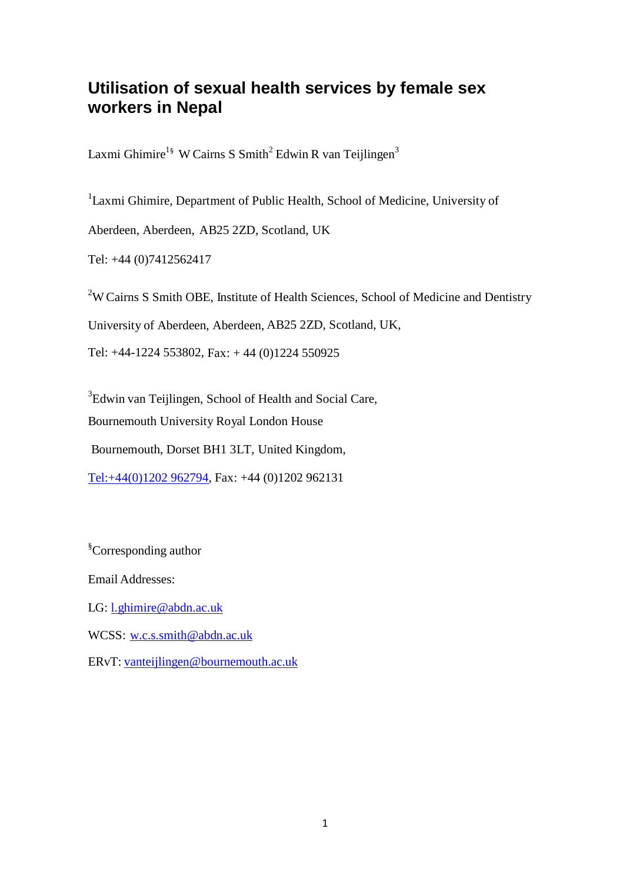# Utilisation of sexual health services by female sex workers in Nepal

Laxmi Ghimire[1§] W Cairns S Smith[2] Edwin R van Teijlingen[3]

[1]Laxmi Ghimire, Department of Public Health, School of Medicine, University of Aberdeen, Aberdeen, AB25 2ZD, Scotland, UK

Tel: +44 (0)7412562417

[2]W Cairns S Smith OBE, Institute of Health Sciences, School of Medicine and Dentistry University of Aberdeen, Aberdeen, AB25 2ZD, Scotland, UK,

Tel: +44-1224 553802, Fax: + 44 (0)1224 550925

[3]Edwin van Teijlingen, School of Health and Social Care,

Bournemouth University Royal London House

Bournemouth, Dorset BH1 3LT, United Kingdom,

Tel:+44(0)1202 962794, Fax: +44 (0)1202 962131

[§]Corresponding author

Email Addresses:

LG: l.ghimire@abdn.ac.uk

WCSS: w.c.s.smith@abdn.ac.uk

ERvT: vanteijlingen@bournemouth.ac.uk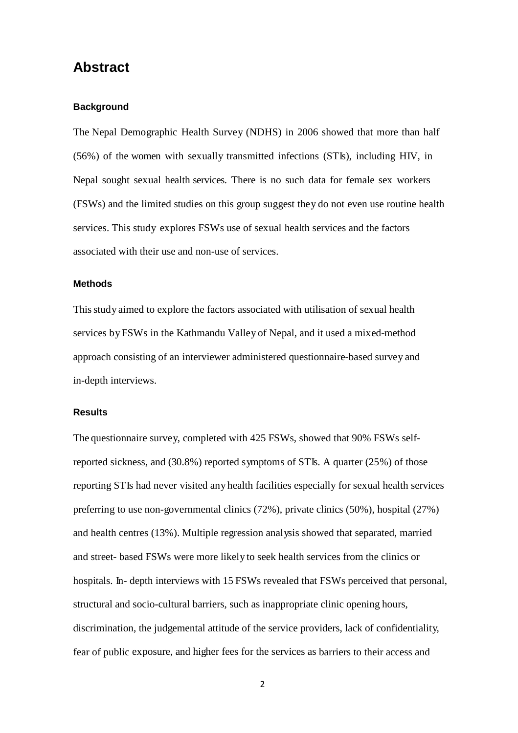# Abstract

### Background

The Nepal Demographic Health Survey (NDHS) in 2006 showed that more than half (56%) of the women with sexually transmitted infections (STIs), including HIV, in Nepal sought sexual health services. There is no such data for female sex workers (FSWs) and the limited studies on this group suggest they do not even use routine health services. This study explores FSWs use of sexual health services and the factors associated with their use and non-use of services.

### Methods

This study aimed to explore the factors associated with utilisation of sexual health services by FSWs in the Kathmandu Valley of Nepal, and it used a mixed-method approach consisting of an interviewer administered questionnaire-based survey and in-depth interviews.

### Results

The questionnaire survey, completed with 425 FSWs, showed that 90% FSWs self-reported sickness, and (30.8%) reported symptoms of STIs. A quarter (25%) of those reporting STIs had never visited any health facilities especially for sexual health services preferring to use non-governmental clinics (72%), private clinics (50%), hospital (27%) and health centres (13%). Multiple regression analysis showed that separated, married and street- based FSWs were more likely to seek health services from the clinics or hospitals. In- depth interviews with 15 FSWs revealed that FSWs perceived that personal, structural and socio-cultural barriers, such as inappropriate clinic opening hours, discrimination, the judgemental attitude of the service providers, lack of confidentiality, fear of public exposure, and higher fees for the services as barriers to their access and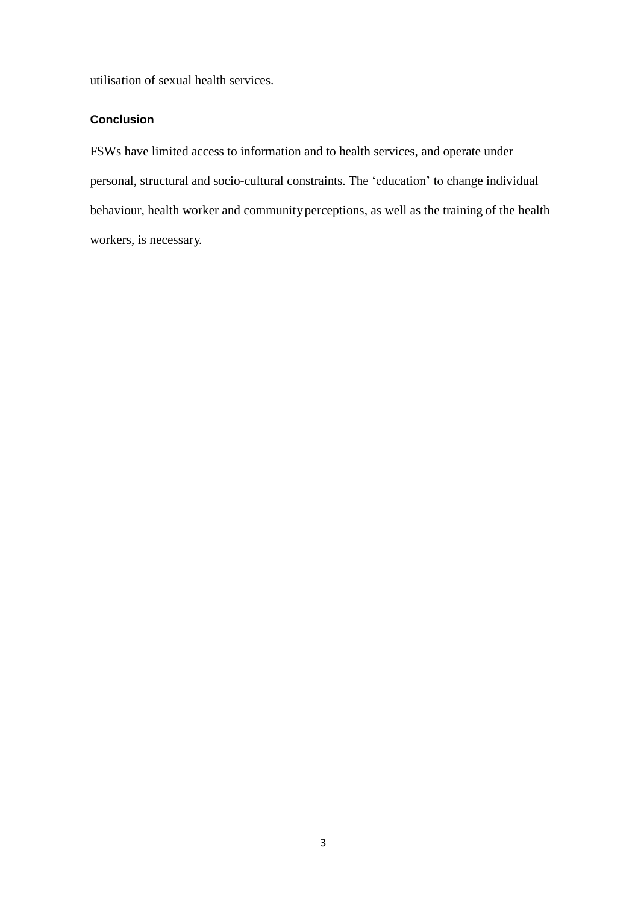utilisation of sexual health services.

### Conclusion

FSWs have limited access to information and to health services, and operate under personal, structural and socio-cultural constraints. The 'education' to change individual behaviour, health worker and community perceptions, as well as the training of the health workers, is necessary.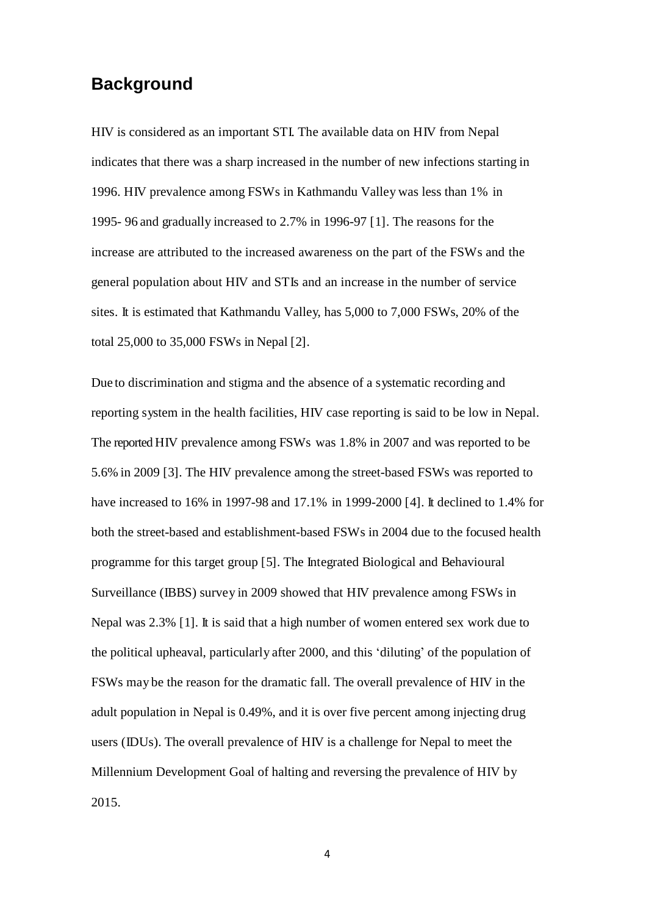## Background

HIV is considered as an important STI. The available data on HIV from Nepal indicates that there was a sharp increased in the number of new infections starting in 1996. HIV prevalence among FSWs in Kathmandu Valley was less than 1% in 1995- 96 and gradually increased to 2.7% in 1996-97 [1]. The reasons for the increase are attributed to the increased awareness on the part of the FSWs and the general population about HIV and STIs and an increase in the number of service sites. It is estimated that Kathmandu Valley, has 5,000 to 7,000 FSWs, 20% of the total 25,000 to 35,000 FSWs in Nepal [2].

Due to discrimination and stigma and the absence of a systematic recording and reporting system in the health facilities, HIV case reporting is said to be low in Nepal. The reported HIV prevalence among FSWs was 1.8% in 2007 and was reported to be 5.6% in 2009 [3]. The HIV prevalence among the street-based FSWs was reported to have increased to 16% in 1997-98 and 17.1% in 1999-2000 [4]. It declined to 1.4% for both the street-based and establishment-based FSWs in 2004 due to the focused health programme for this target group [5]. The Integrated Biological and Behavioural Surveillance (IBBS) survey in 2009 showed that HIV prevalence among FSWs in Nepal was 2.3% [1]. It is said that a high number of women entered sex work due to the political upheaval, particularly after 2000, and this 'diluting' of the population of FSWs may be the reason for the dramatic fall. The overall prevalence of HIV in the adult population in Nepal is 0.49%, and it is over five percent among injecting drug users (IDUs). The overall prevalence of HIV is a challenge for Nepal to meet the Millennium Development Goal of halting and reversing the prevalence of HIV by 2015.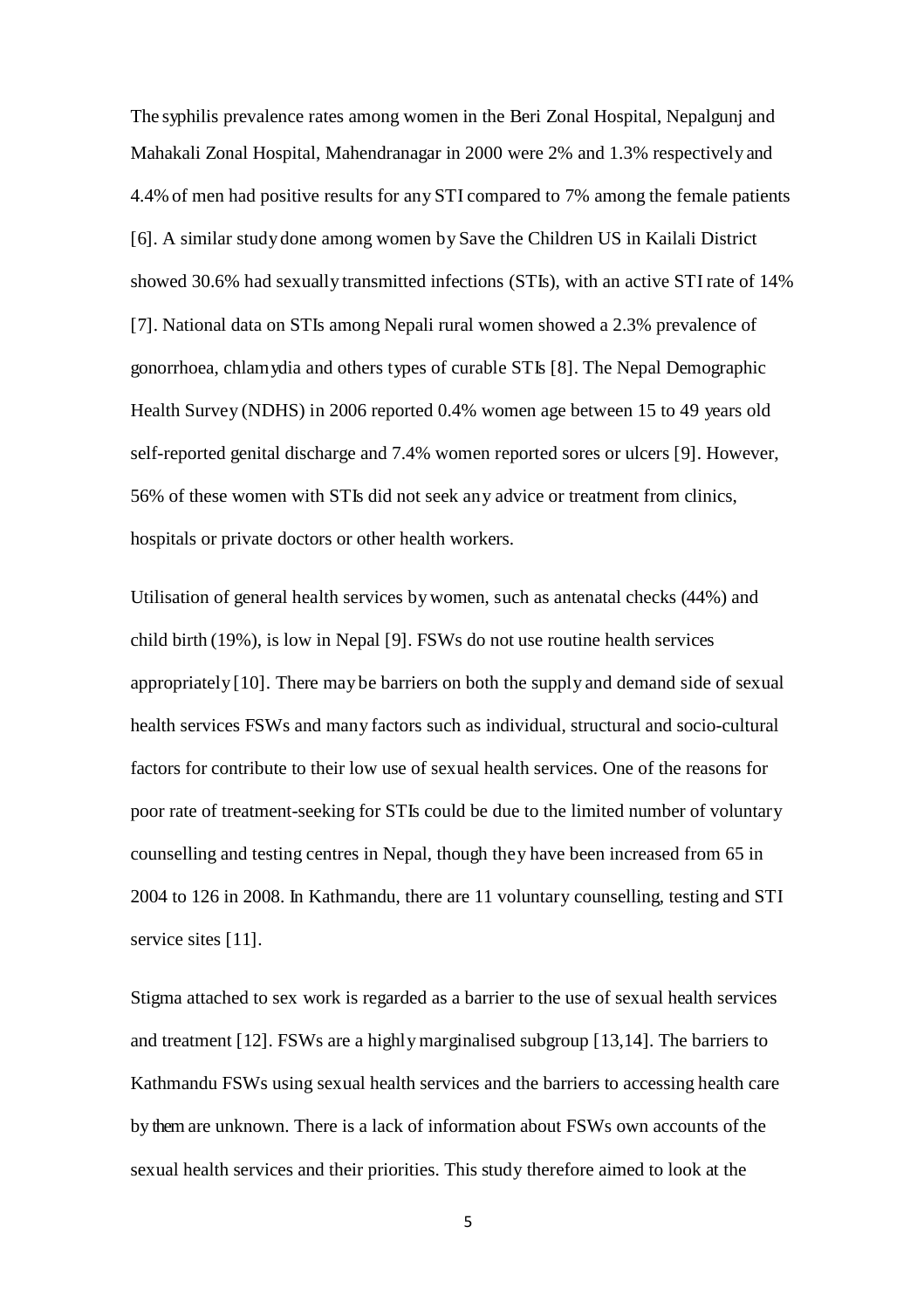The syphilis prevalence rates among women in the Beri Zonal Hospital, Nepalgunj and Mahakali Zonal Hospital, Mahendranagar in 2000 were 2% and 1.3% respectively and 4.4% of men had positive results for any STI compared to 7% among the female patients [6]. A similar study done among women by Save the Children US in Kailali District showed 30.6% had sexually transmitted infections (STIs), with an active STI rate of 14% [7]. National data on STIs among Nepali rural women showed a 2.3% prevalence of gonorrhoea, chlamydia and others types of curable STIs [8]. The Nepal Demographic Health Survey (NDHS) in 2006 reported 0.4% women age between 15 to 49 years old self-reported genital discharge and 7.4% women reported sores or ulcers [9]. However, 56% of these women with STIs did not seek any advice or treatment from clinics, hospitals or private doctors or other health workers.

Utilisation of general health services by women, such as antenatal checks (44%) and child birth (19%), is low in Nepal [9]. FSWs do not use routine health services appropriately [10]. There may be barriers on both the supply and demand side of sexual health services FSWs and many factors such as individual, structural and socio-cultural factors for contribute to their low use of sexual health services. One of the reasons for poor rate of treatment-seeking for STIs could be due to the limited number of voluntary counselling and testing centres in Nepal, though they have been increased from 65 in 2004 to 126 in 2008. In Kathmandu, there are 11 voluntary counselling, testing and STI service sites [11].

Stigma attached to sex work is regarded as a barrier to the use of sexual health services and treatment [12]. FSWs are a highly marginalised subgroup [13,14]. The barriers to Kathmandu FSWs using sexual health services and the barriers to accessing health care by them are unknown. There is a lack of information about FSWs own accounts of the sexual health services and their priorities. This study therefore aimed to look at the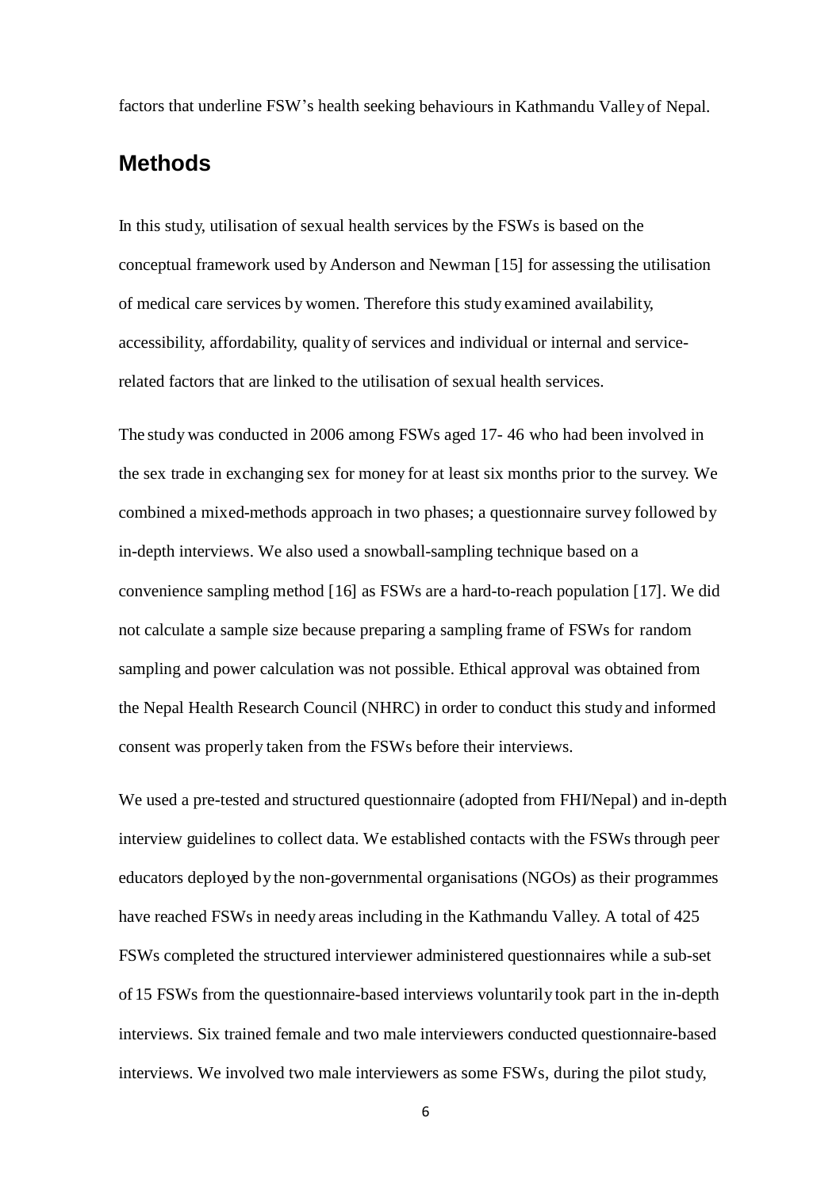factors that underline FSW's health seeking behaviours in Kathmandu Valley of Nepal.

## Methods

In this study, utilisation of sexual health services by the FSWs is based on the conceptual framework used by Anderson and Newman [15] for assessing the utilisation of medical care services by women. Therefore this study examined availability, accessibility, affordability, quality of services and individual or internal and service-related factors that are linked to the utilisation of sexual health services.

The study was conducted in 2006 among FSWs aged 17- 46 who had been involved in the sex trade in exchanging sex for money for at least six months prior to the survey. We combined a mixed-methods approach in two phases; a questionnaire survey followed by in-depth interviews. We also used a snowball-sampling technique based on a convenience sampling method [16] as FSWs are a hard-to-reach population [17]. We did not calculate a sample size because preparing a sampling frame of FSWs for random sampling and power calculation was not possible. Ethical approval was obtained from the Nepal Health Research Council (NHRC) in order to conduct this study and informed consent was properly taken from the FSWs before their interviews.

We used a pre-tested and structured questionnaire (adopted from FHI/Nepal) and in-depth interview guidelines to collect data. We established contacts with the FSWs through peer educators deployed by the non-governmental organisations (NGOs) as their programmes have reached FSWs in needy areas including in the Kathmandu Valley. A total of 425 FSWs completed the structured interviewer administered questionnaires while a sub-set of 15 FSWs from the questionnaire-based interviews voluntarily took part in the in-depth interviews. Six trained female and two male interviewers conducted questionnaire-based interviews. We involved two male interviewers as some FSWs, during the pilot study,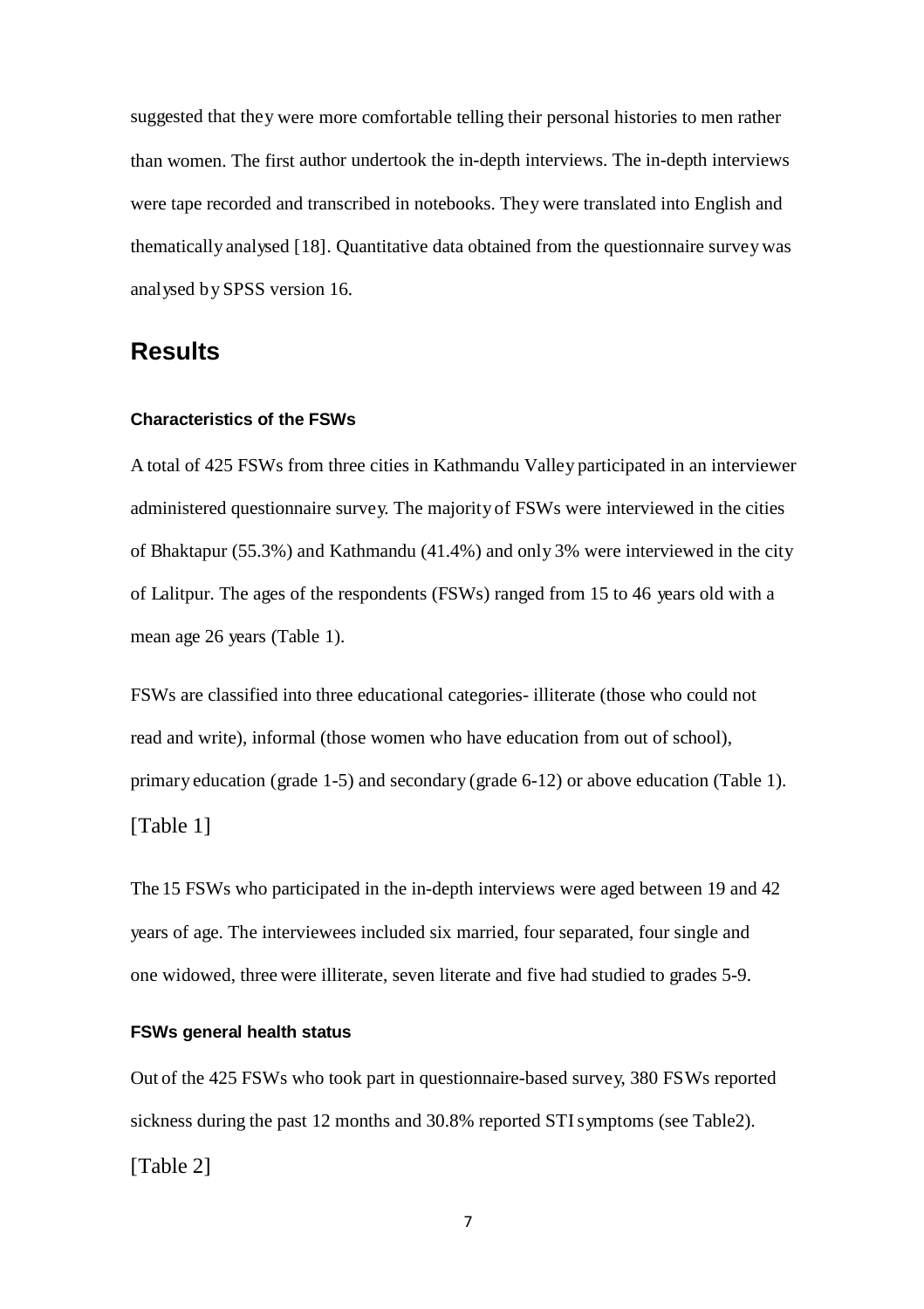suggested that they were more comfortable telling their personal histories to men rather than women. The first author undertook the in-depth interviews. The in-depth interviews were tape recorded and transcribed in notebooks. They were translated into English and thematically analysed [18]. Quantitative data obtained from the questionnaire survey was analysed by SPSS version 16.

## Results

### Characteristics of the FSWs

A total of 425 FSWs from three cities in Kathmandu Valley participated in an interviewer administered questionnaire survey. The majority of FSWs were interviewed in the cities of Bhaktapur (55.3%) and Kathmandu (41.4%) and only 3% were interviewed in the city of Lalitpur. The ages of the respondents (FSWs) ranged from 15 to 46 years old with a mean age 26 years (Table 1).

FSWs are classified into three educational categories- illiterate (those who could not read and write), informal (those women who have education from out of school), primary education (grade 1-5) and secondary (grade 6-12) or above education (Table 1).

[Table 1]

The 15 FSWs who participated in the in-depth interviews were aged between 19 and 42 years of age. The interviewees included six married, four separated, four single and one widowed, three were illiterate, seven literate and five had studied to grades 5-9.

### FSWs general health status

Out of the 425 FSWs who took part in questionnaire-based survey, 380 FSWs reported sickness during the past 12 months and 30.8% reported STI symptoms (see Table2).

[Table 2]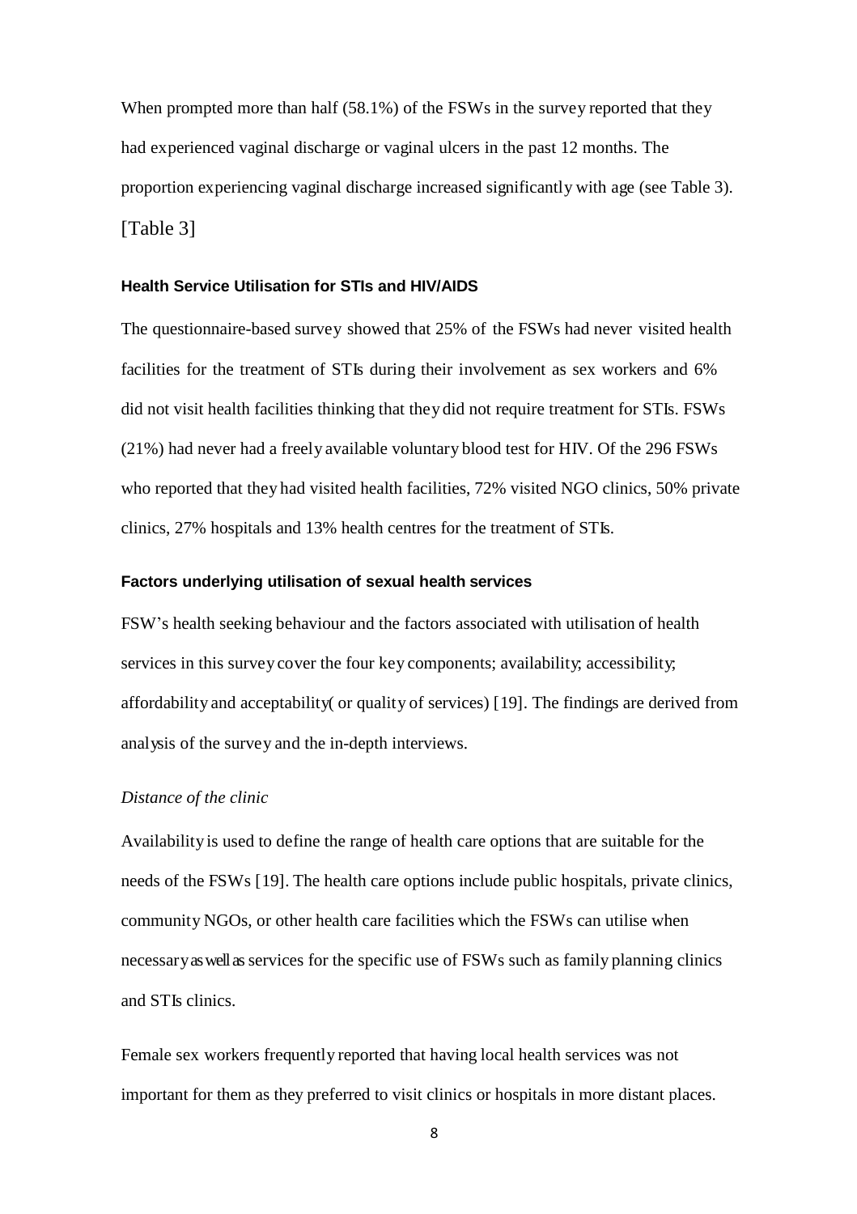When prompted more than half (58.1%) of the FSWs in the survey reported that they had experienced vaginal discharge or vaginal ulcers in the past 12 months. The proportion experiencing vaginal discharge increased significantly with age (see Table 3).

[Table 3]

### Health Service Utilisation for STIs and HIV/AIDS

The questionnaire-based survey showed that 25% of the FSWs had never visited health facilities for the treatment of STIs during their involvement as sex workers and 6% did not visit health facilities thinking that they did not require treatment for STIs. FSWs (21%) had never had a freely available voluntary blood test for HIV. Of the 296 FSWs who reported that they had visited health facilities, 72% visited NGO clinics, 50% private clinics, 27% hospitals and 13% health centres for the treatment of STIs.

### Factors underlying utilisation of sexual health services

FSW's health seeking behaviour and the factors associated with utilisation of health services in this survey cover the four key components; availability; accessibility; affordability and acceptability( or quality of services) [19]. The findings are derived from analysis of the survey and the in-depth interviews.

*Distance of the clinic*

Availability is used to define the range of health care options that are suitable for the needs of the FSWs [19]. The health care options include public hospitals, private clinics, community NGOs, or other health care facilities which the FSWs can utilise when necessary as well as services for the specific use of FSWs such as family planning clinics and STIs clinics.

Female sex workers frequently reported that having local health services was not important for them as they preferred to visit clinics or hospitals in more distant places.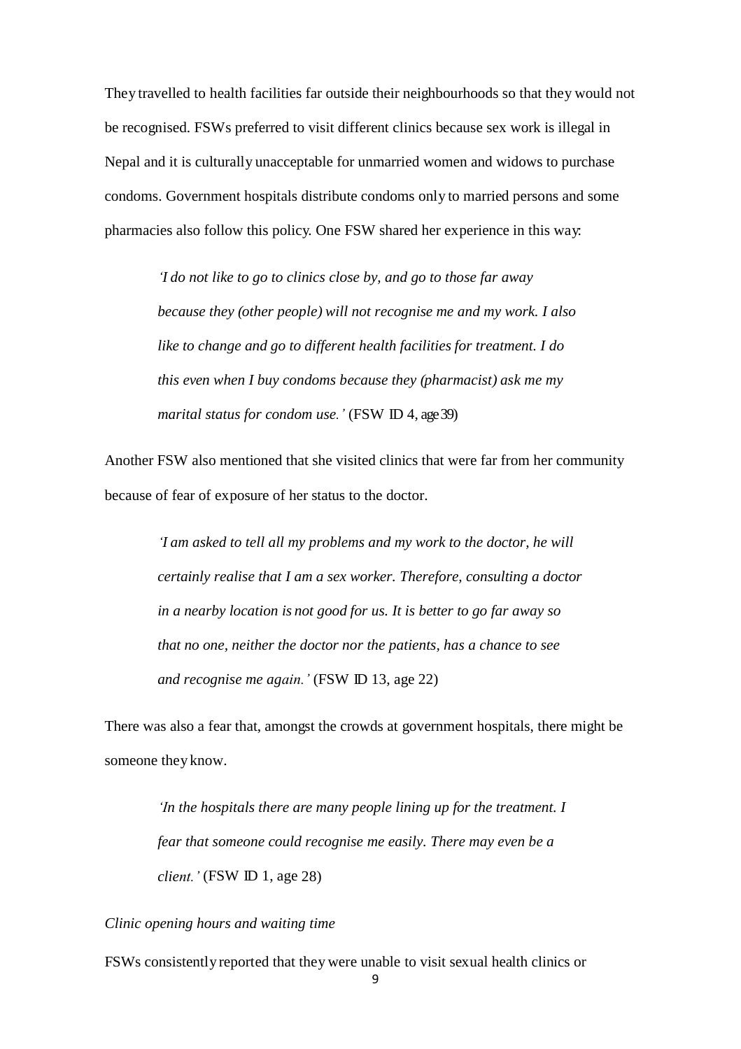They travelled to health facilities far outside their neighbourhoods so that they would not be recognised. FSWs preferred to visit different clinics because sex work is illegal in Nepal and it is culturally unacceptable for unmarried women and widows to purchase condoms. Government hospitals distribute condoms only to married persons and some pharmacies also follow this policy. One FSW shared her experience in this way:

> *'I do not like to go to clinics close by, and go to those far away because they (other people) will not recognise me and my work. I also like to change and go to different health facilities for treatment. I do this even when I buy condoms because they (pharmacist) ask me my marital status for condom use.'* (FSW ID 4, age 39)

Another FSW also mentioned that she visited clinics that were far from her community because of fear of exposure of her status to the doctor.

> *'I am asked to tell all my problems and my work to the doctor, he will certainly realise that I am a sex worker. Therefore, consulting a doctor in a nearby location is not good for us. It is better to go far away so that no one, neither the doctor nor the patients, has a chance to see and recognise me again.'* (FSW ID 13, age 22)

There was also a fear that, amongst the crowds at government hospitals, there might be someone they know.

> *'In the hospitals there are many people lining up for the treatment. I fear that someone could recognise me easily. There may even be a client.'* (FSW ID 1, age 28)

*Clinic opening hours and waiting time*

FSWs consistently reported that they were unable to visit sexual health clinics or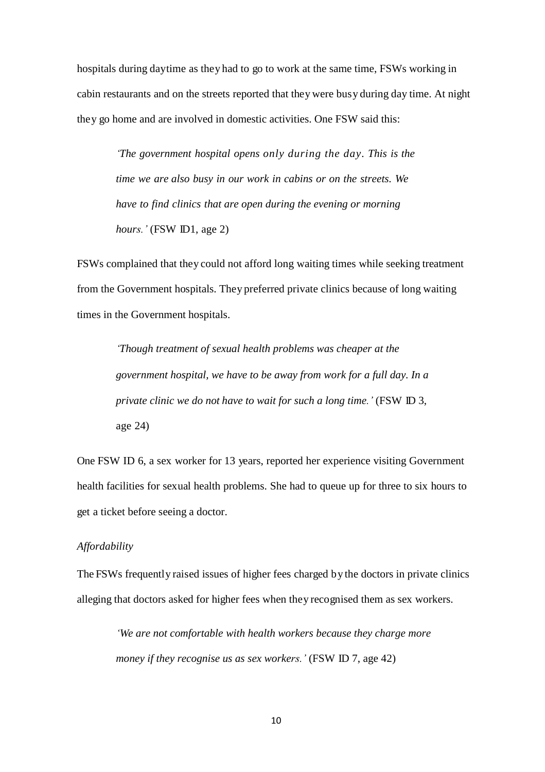hospitals during daytime as they had to go to work at the same time, FSWs working in cabin restaurants and on the streets reported that they were busy during day time. At night they go home and are involved in domestic activities. One FSW said this:

> *'The government hospital opens only during the day. This is the time we are also busy in our work in cabins or on the streets. We have to find clinics that are open during the evening or morning hours.'* (FSW ID1, age 2)

FSWs complained that they could not afford long waiting times while seeking treatment from the Government hospitals. They preferred private clinics because of long waiting times in the Government hospitals.

> *'Though treatment of sexual health problems was cheaper at the government hospital, we have to be away from work for a full day. In a private clinic we do not have to wait for such a long time.'* (FSW ID 3, age 24)

One FSW ID 6, a sex worker for 13 years, reported her experience visiting Government health facilities for sexual health problems. She had to queue up for three to six hours to get a ticket before seeing a doctor.

*Affordability*

The FSWs frequently raised issues of higher fees charged by the doctors in private clinics alleging that doctors asked for higher fees when they recognised them as sex workers.

> *'We are not comfortable with health workers because they charge more money if they recognise us as sex workers.'* (FSW ID 7, age 42)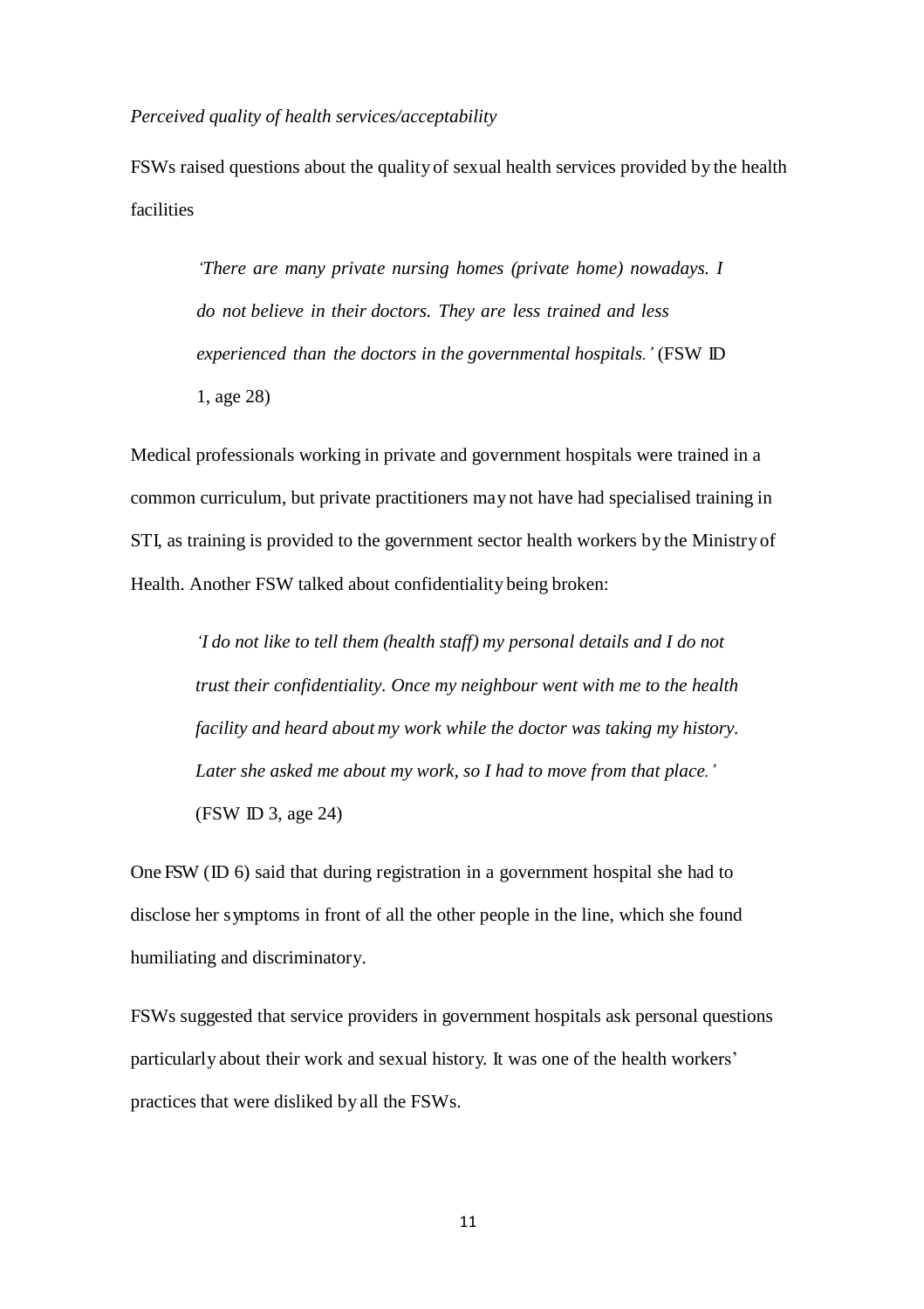*Perceived quality of health services/acceptability*

FSWs raised questions about the quality of sexual health services provided by the health facilities

> *'There are many private nursing homes (private home) nowadays. I do not believe in their doctors. They are less trained and less experienced than the doctors in the governmental hospitals.'* (FSW ID 1, age 28)

Medical professionals working in private and government hospitals were trained in a common curriculum, but private practitioners may not have had specialised training in STI, as training is provided to the government sector health workers by the Ministry of Health. Another FSW talked about confidentiality being broken:

> *'I do not like to tell them (health staff) my personal details and I do not trust their confidentiality. Once my neighbour went with me to the health facility and heard about my work while the doctor was taking my history. Later she asked me about my work, so I had to move from that place.'* (FSW ID 3, age 24)

One FSW (ID 6) said that during registration in a government hospital she had to disclose her symptoms in front of all the other people in the line, which she found humiliating and discriminatory.

FSWs suggested that service providers in government hospitals ask personal questions particularly about their work and sexual history. It was one of the health workers' practices that were disliked by all the FSWs.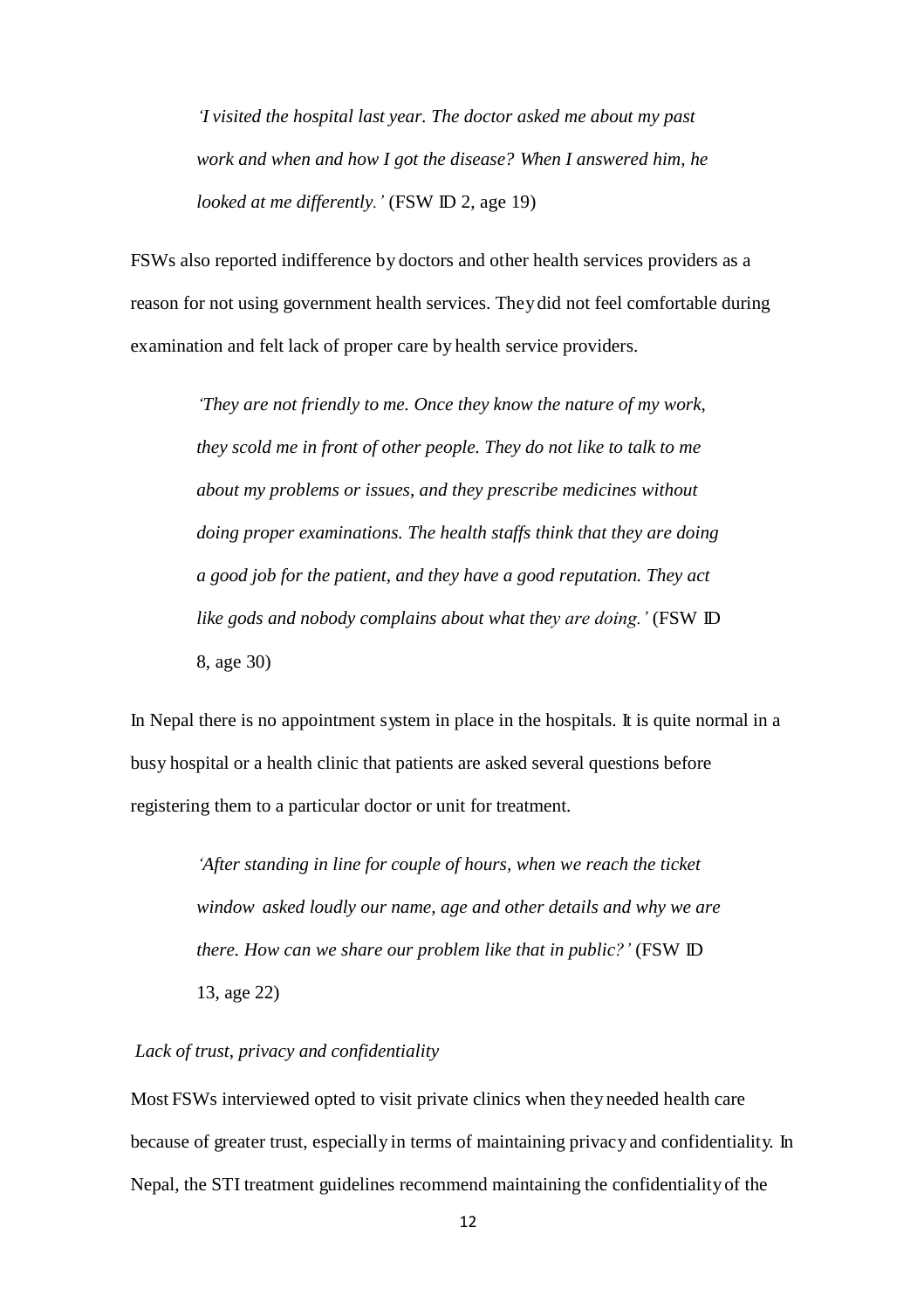> *'I visited the hospital last year. The doctor asked me about my past work and when and how I got the disease? When I answered him, he looked at me differently.'* (FSW ID 2, age 19)

FSWs also reported indifference by doctors and other health services providers as a reason for not using government health services. They did not feel comfortable during examination and felt lack of proper care by health service providers.

> *'They are not friendly to me. Once they know the nature of my work, they scold me in front of other people. They do not like to talk to me about my problems or issues, and they prescribe medicines without doing proper examinations. The health staffs think that they are doing a good job for the patient, and they have a good reputation. They act like gods and nobody complains about what they are doing.'* (FSW ID 8, age 30)

In Nepal there is no appointment system in place in the hospitals. It is quite normal in a busy hospital or a health clinic that patients are asked several questions before registering them to a particular doctor or unit for treatment.

> *'After standing in line for couple of hours, when we reach the ticket window asked loudly our name, age and other details and why we are there. How can we share our problem like that in public?'* (FSW ID 13, age 22)

*Lack of trust, privacy and confidentiality*

Most FSWs interviewed opted to visit private clinics when they needed health care because of greater trust, especially in terms of maintaining privacy and confidentiality. In Nepal, the STI treatment guidelines recommend maintaining the confidentiality of the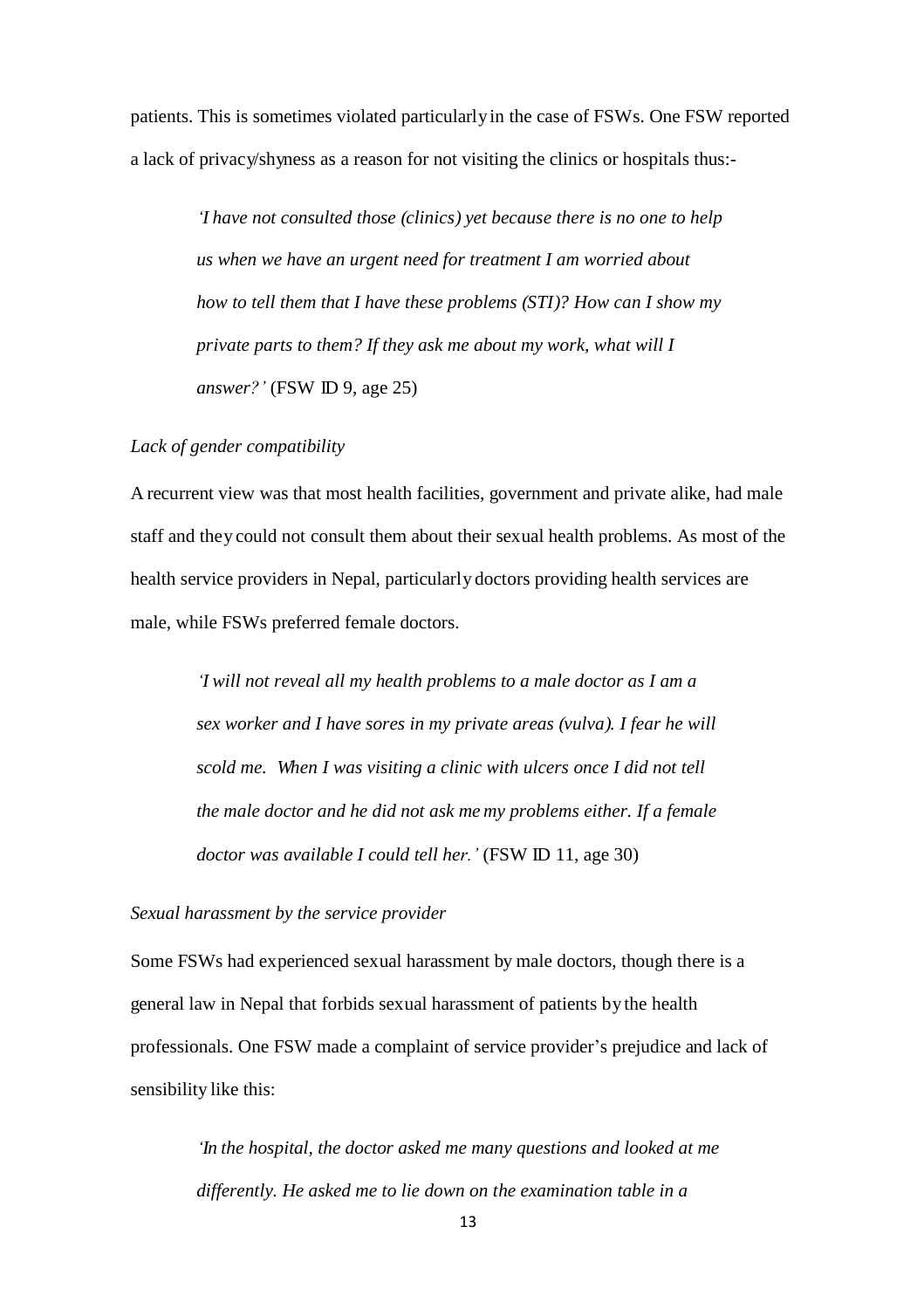patients. This is sometimes violated particularly in the case of FSWs. One FSW reported a lack of privacy/shyness as a reason for not visiting the clinics or hospitals thus:-

> *'I have not consulted those (clinics) yet because there is no one to help us when we have an urgent need for treatment I am worried about how to tell them that I have these problems (STI)? How can I show my private parts to them? If they ask me about my work, what will I answer?'* (FSW ID 9, age 25)

*Lack of gender compatibility*

A recurrent view was that most health facilities, government and private alike, had male staff and they could not consult them about their sexual health problems. As most of the health service providers in Nepal, particularly doctors providing health services are male, while FSWs preferred female doctors.

> *'I will not reveal all my health problems to a male doctor as I am a sex worker and I have sores in my private areas (vulva). I fear he will scold me. When I was visiting a clinic with ulcers once I did not tell the male doctor and he did not ask me my problems either. If a female doctor was available I could tell her.'* (FSW ID 11, age 30)

*Sexual harassment by the service provider*

Some FSWs had experienced sexual harassment by male doctors, though there is a general law in Nepal that forbids sexual harassment of patients by the health professionals. One FSW made a complaint of service provider's prejudice and lack of sensibility like this:

> *'In the hospital, the doctor asked me many questions and looked at me differently. He asked me to lie down on the examination table in a*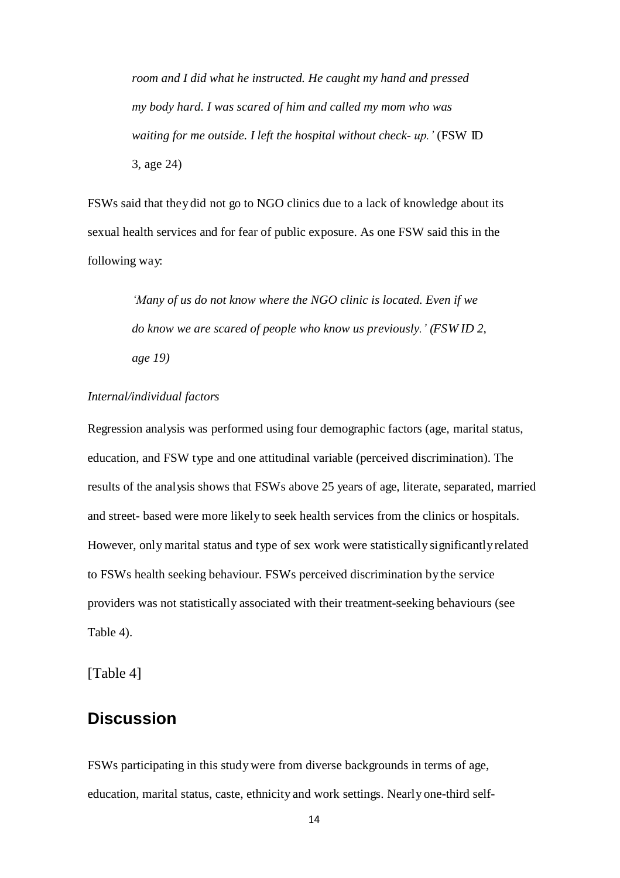> *room and I did what he instructed. He caught my hand and pressed my body hard. I was scared of him and called my mom who was waiting for me outside. I left the hospital without check- up.'* (FSW ID 3, age 24)

FSWs said that they did not go to NGO clinics due to a lack of knowledge about its sexual health services and for fear of public exposure. As one FSW said this in the following way:

> *'Many of us do not know where the NGO clinic is located. Even if we do know we are scared of people who know us previously.' (FSW ID 2, age 19)*

*Internal/individual factors*

Regression analysis was performed using four demographic factors (age, marital status, education, and FSW type and one attitudinal variable (perceived discrimination). The results of the analysis shows that FSWs above 25 years of age, literate, separated, married and street- based were more likely to seek health services from the clinics or hospitals. However, only marital status and type of sex work were statistically significantly related to FSWs health seeking behaviour. FSWs perceived discrimination by the service providers was not statistically associated with their treatment-seeking behaviours (see Table 4).

[Table 4]

## Discussion

FSWs participating in this study were from diverse backgrounds in terms of age, education, marital status, caste, ethnicity and work settings. Nearly one-third self-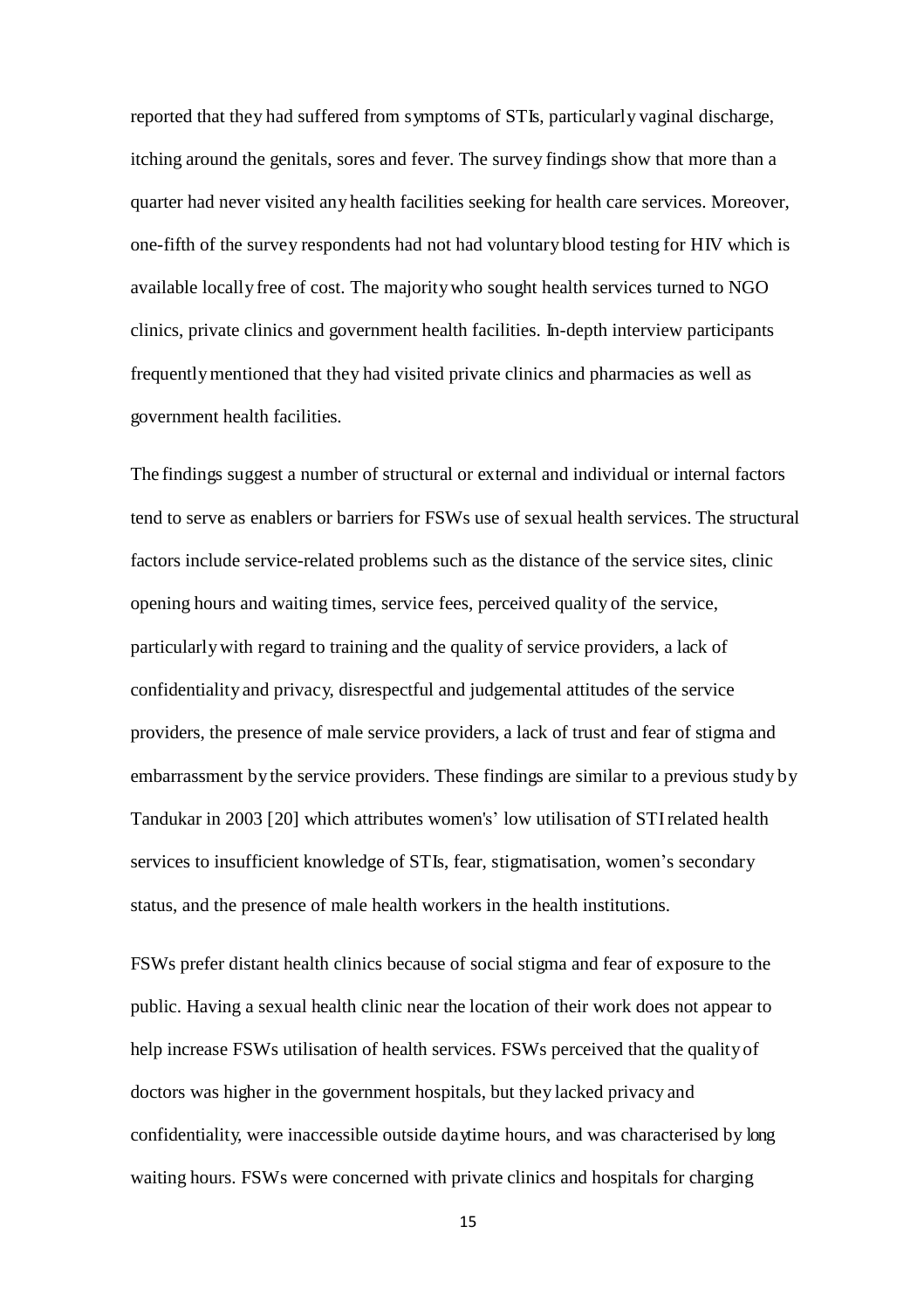reported that they had suffered from symptoms of STIs, particularly vaginal discharge, itching around the genitals, sores and fever. The survey findings show that more than a quarter had never visited any health facilities seeking for health care services. Moreover, one-fifth of the survey respondents had not had voluntary blood testing for HIV which is available locally free of cost. The majority who sought health services turned to NGO clinics, private clinics and government health facilities. In-depth interview participants frequently mentioned that they had visited private clinics and pharmacies as well as government health facilities.

The findings suggest a number of structural or external and individual or internal factors tend to serve as enablers or barriers for FSWs use of sexual health services. The structural factors include service-related problems such as the distance of the service sites, clinic opening hours and waiting times, service fees, perceived quality of the service, particularly with regard to training and the quality of service providers, a lack of confidentiality and privacy, disrespectful and judgemental attitudes of the service providers, the presence of male service providers, a lack of trust and fear of stigma and embarrassment by the service providers. These findings are similar to a previous study by Tandukar in 2003 [20] which attributes women's' low utilisation of STI related health services to insufficient knowledge of STIs, fear, stigmatisation, women's secondary status, and the presence of male health workers in the health institutions.

FSWs prefer distant health clinics because of social stigma and fear of exposure to the public. Having a sexual health clinic near the location of their work does not appear to help increase FSWs utilisation of health services. FSWs perceived that the quality of doctors was higher in the government hospitals, but they lacked privacy and confidentiality, were inaccessible outside daytime hours, and was characterised by long waiting hours. FSWs were concerned with private clinics and hospitals for charging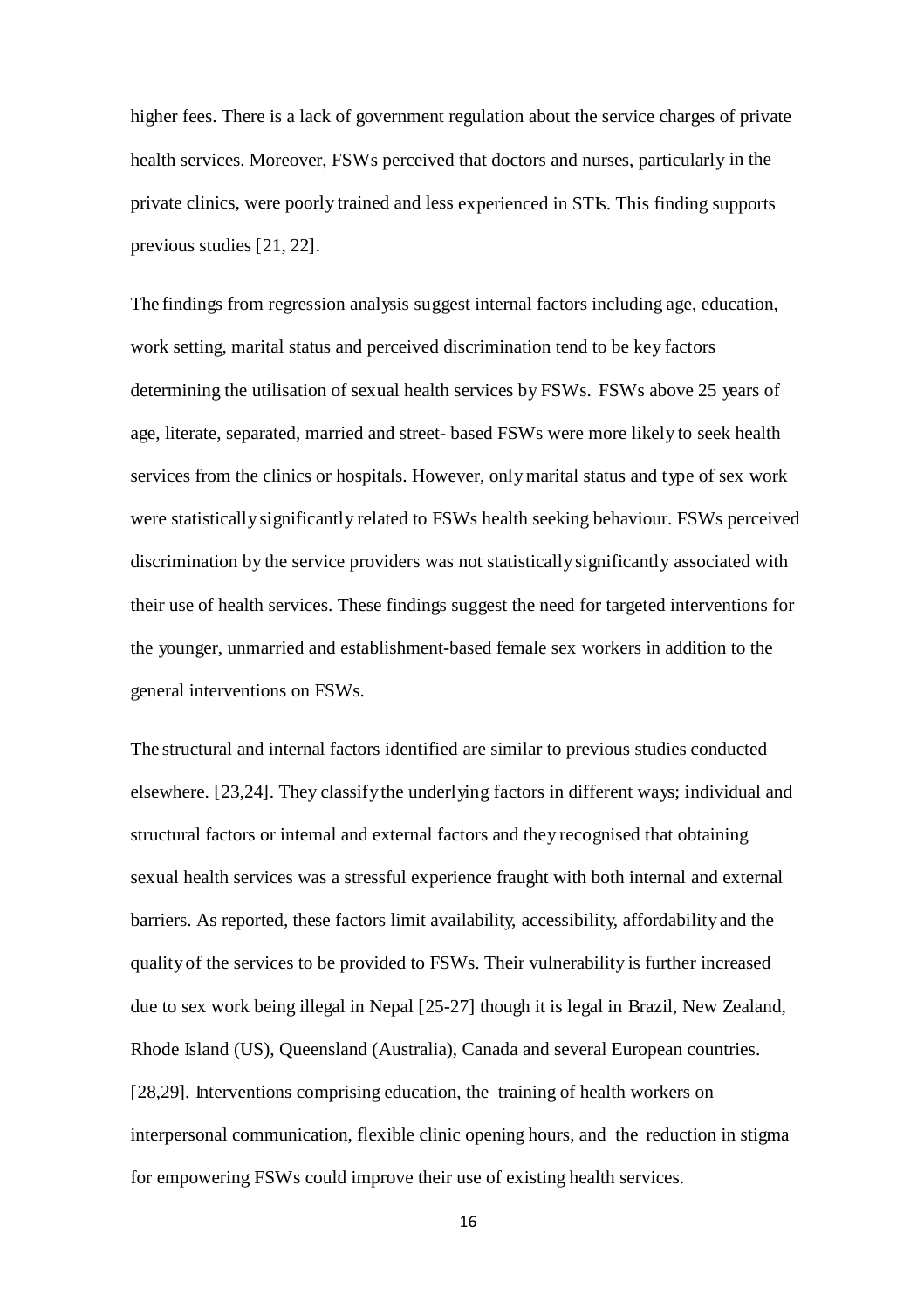higher fees. There is a lack of government regulation about the service charges of private health services. Moreover, FSWs perceived that doctors and nurses, particularly in the private clinics, were poorly trained and less experienced in STIs. This finding supports previous studies [21, 22].

The findings from regression analysis suggest internal factors including age, education, work setting, marital status and perceived discrimination tend to be key factors determining the utilisation of sexual health services by FSWs. FSWs above 25 years of age, literate, separated, married and street- based FSWs were more likely to seek health services from the clinics or hospitals. However, only marital status and type of sex work were statistically significantly related to FSWs health seeking behaviour. FSWs perceived discrimination by the service providers was not statistically significantly associated with their use of health services. These findings suggest the need for targeted interventions for the younger, unmarried and establishment-based female sex workers in addition to the general interventions on FSWs.

The structural and internal factors identified are similar to previous studies conducted elsewhere. [23,24]. They classify the underlying factors in different ways; individual and structural factors or internal and external factors and they recognised that obtaining sexual health services was a stressful experience fraught with both internal and external barriers. As reported, these factors limit availability, accessibility, affordability and the quality of the services to be provided to FSWs. Their vulnerability is further increased due to sex work being illegal in Nepal [25-27] though it is legal in Brazil, New Zealand, Rhode Island (US), Queensland (Australia), Canada and several European countries. [28,29]. Interventions comprising education, the training of health workers on interpersonal communication, flexible clinic opening hours, and the reduction in stigma for empowering FSWs could improve their use of existing health services.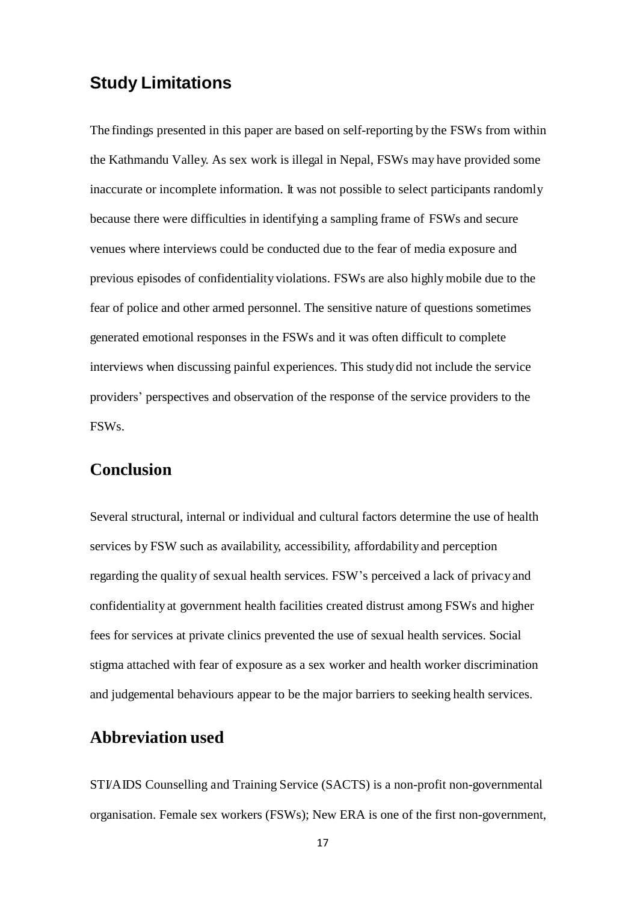## Study Limitations

The findings presented in this paper are based on self-reporting by the FSWs from within the Kathmandu Valley. As sex work is illegal in Nepal, FSWs may have provided some inaccurate or incomplete information. It was not possible to select participants randomly because there were difficulties in identifying a sampling frame of FSWs and secure venues where interviews could be conducted due to the fear of media exposure and previous episodes of confidentiality violations. FSWs are also highly mobile due to the fear of police and other armed personnel. The sensitive nature of questions sometimes generated emotional responses in the FSWs and it was often difficult to complete interviews when discussing painful experiences. This study did not include the service providers' perspectives and observation of the response of the service providers to the FSWs.

## Conclusion

Several structural, internal or individual and cultural factors determine the use of health services by FSW such as availability, accessibility, affordability and perception regarding the quality of sexual health services. FSW's perceived a lack of privacy and confidentiality at government health facilities created distrust among FSWs and higher fees for services at private clinics prevented the use of sexual health services. Social stigma attached with fear of exposure as a sex worker and health worker discrimination and judgemental behaviours appear to be the major barriers to seeking health services.

## Abbreviation used

STI/AIDS Counselling and Training Service (SACTS) is a non-profit non-governmental organisation. Female sex workers (FSWs); New ERA is one of the first non-government,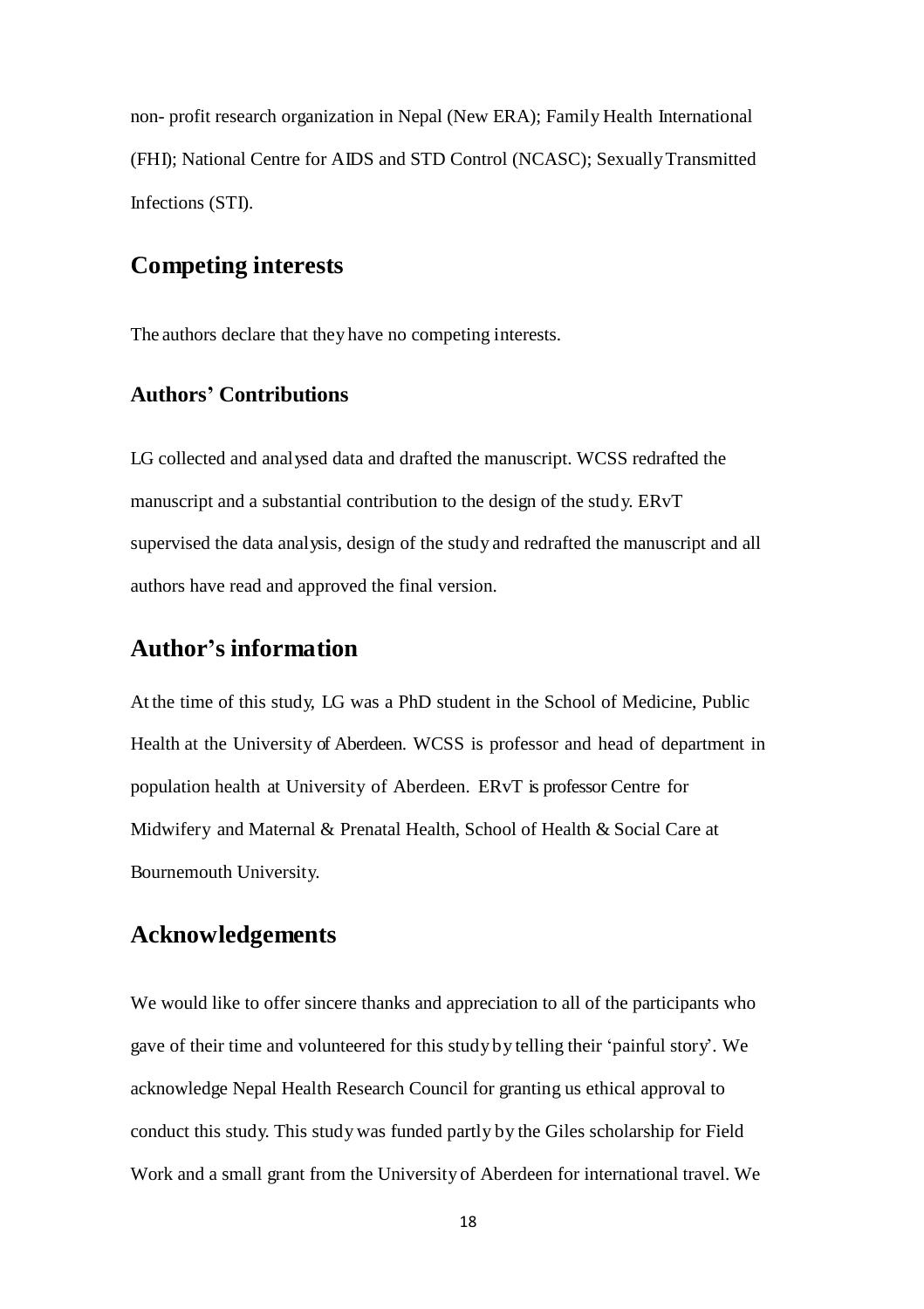non- profit research organization in Nepal (New ERA); Family Health International (FHI); National Centre for AIDS and STD Control (NCASC); Sexually Transmitted Infections (STI).

## Competing interests

The authors declare that they have no competing interests.

### Authors' Contributions

LG collected and analysed data and drafted the manuscript. WCSS redrafted the manuscript and a substantial contribution to the design of the study. ERvT supervised the data analysis, design of the study and redrafted the manuscript and all authors have read and approved the final version.

## Author's information

At the time of this study, LG was a PhD student in the School of Medicine, Public Health at the University of Aberdeen. WCSS is professor and head of department in population health at University of Aberdeen. ERvT is professor Centre for Midwifery and Maternal & Prenatal Health, School of Health & Social Care at Bournemouth University.

## Acknowledgements

We would like to offer sincere thanks and appreciation to all of the participants who gave of their time and volunteered for this study by telling their 'painful story'. We acknowledge Nepal Health Research Council for granting us ethical approval to conduct this study. This study was funded partly by the Giles scholarship for Field Work and a small grant from the University of Aberdeen for international travel. We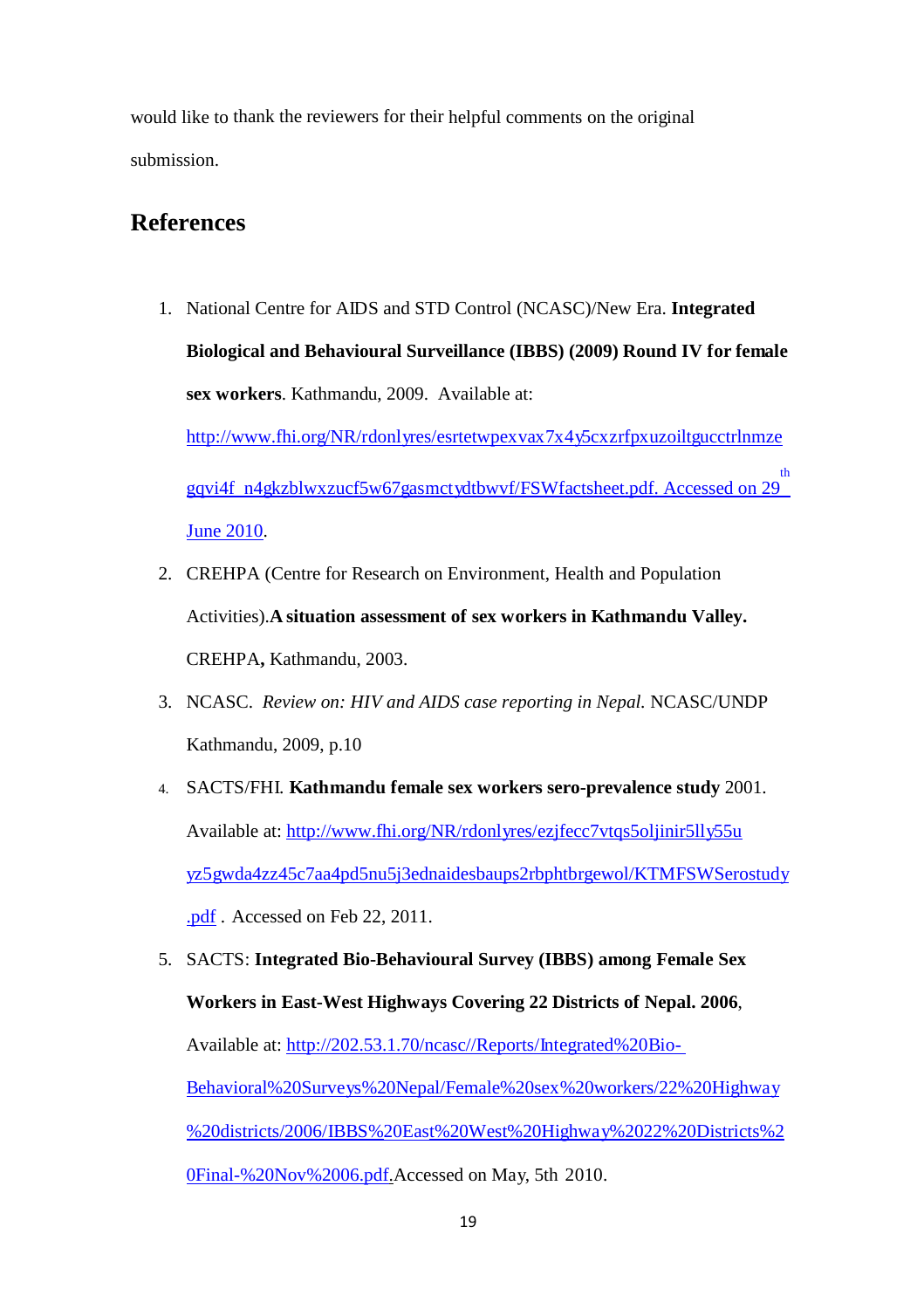would like to thank the reviewers for their helpful comments on the original submission.

## References

1. National Centre for AIDS and STD Control (NCASC)/New Era. **Integrated Biological and Behavioural Surveillance (IBBS) (2009) Round IV for female sex workers**. Kathmandu, 2009. Available at: http://www.fhi.org/NR/rdonlyres/esrtetwpexvax7x4y5cxzrfpxuzoiltgucctrlnmzegqvi4f_n4gkzblwxzucf5w67gasmctydtbwvf/FSWfactsheet.pdf. Accessed on 29th June 2010.
2. CREHPA (Centre for Research on Environment, Health and Population Activities).**A situation assessment of sex workers in Kathmandu Valley.** CREHPA**,** Kathmandu, 2003.
3. NCASC. *Review on: HIV and AIDS case reporting in Nepal.* NCASC/UNDP Kathmandu, 2009, p.10
4. SACTS/FHI. **Kathmandu female sex workers sero-prevalence study** 2001. Available at: http://www.fhi.org/NR/rdonlyres/ezjfecc7vtqs5oljinir5lly55uyz5gwda4zz45c7aa4pd5nu5j3ednaidesbaups2rbphtbrgewol/KTMFSWSerostudy.pdf . Accessed on Feb 22, 2011.
5. SACTS: **Integrated Bio-Behavioural Survey (IBBS) among Female Sex Workers in East-West Highways Covering 22 Districts of Nepal. 2006**, Available at: http://202.53.1.70/ncasc//Reports/Integrated%20Bio-Behavioral%20Surveys%20Nepal/Female%20sex%20workers/22%20Highway%20districts/2006/IBBS%20East%20West%20Highway%2022%20Districts%20Final-%20Nov%2006.pdf.Accessed on May, 5th 2010.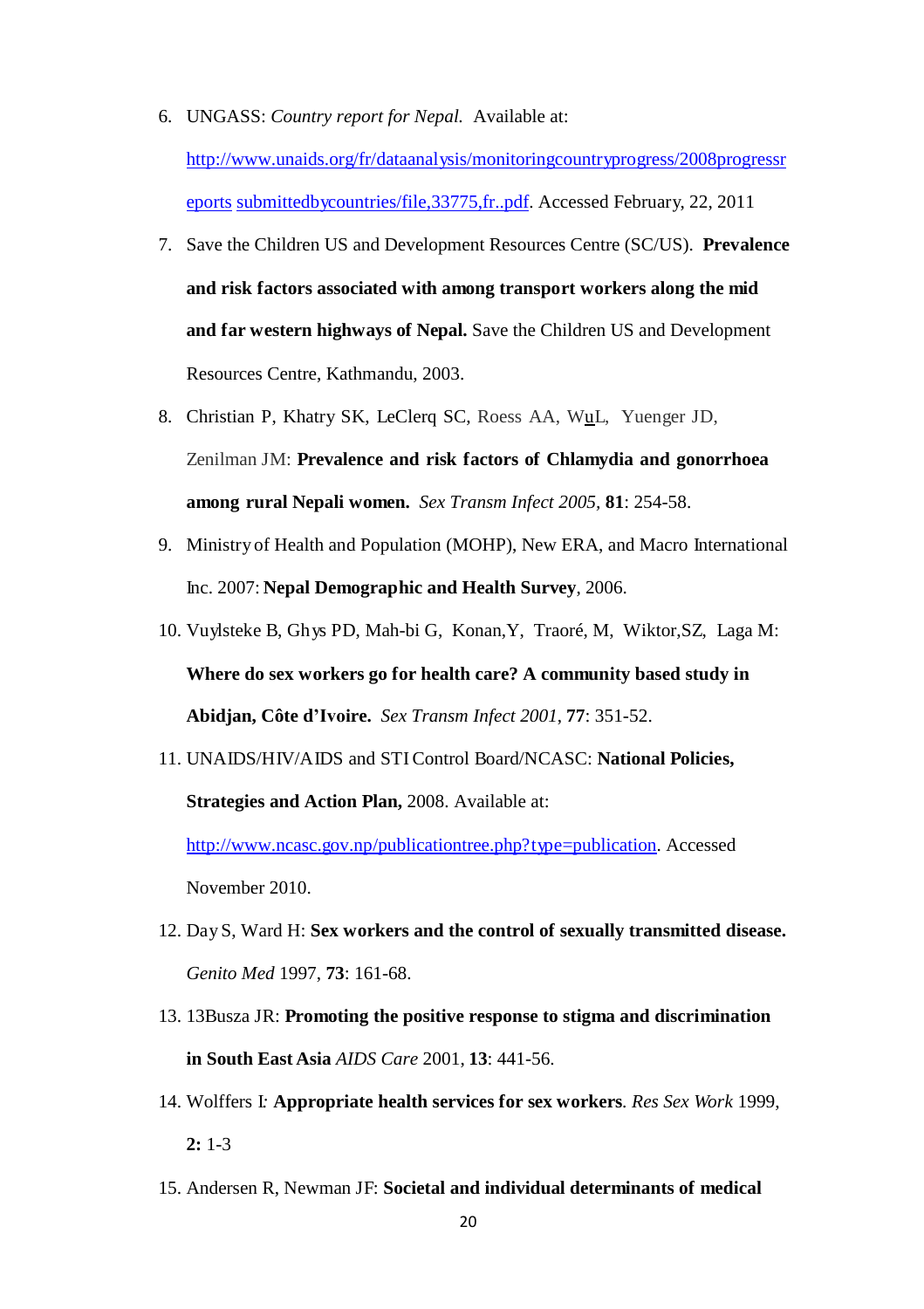6. UNGASS: *Country report for Nepal.* Available at: http://www.unaids.org/fr/dataanalysis/monitoringcountryprogress/2008progressreports submittedbycountries/file,33775,fr..pdf. Accessed February, 22, 2011

7. Save the Children US and Development Resources Centre (SC/US). **Prevalence and risk factors associated with among transport workers along the mid and far western highways of Nepal.** Save the Children US and Development Resources Centre, Kathmandu, 2003.

8. Christian P, Khatry SK, LeClerq SC, Roess AA, WuL, Yuenger JD, Zenilman JM: **Prevalence and risk factors of Chlamydia and gonorrhoea among rural Nepali women.** *Sex Transm Infect 2005,* **81**: 254-58.

9. Ministry of Health and Population (MOHP), New ERA, and Macro International Inc. 2007: **Nepal Demographic and Health Survey**, 2006.

10. Vuylsteke B, Ghys PD, Mah-bi G, Konan,Y, Traoré, M, Wiktor,SZ, Laga M: **Where do sex workers go for health care? A community based study in Abidjan, Côte d'Ivoire.** *Sex Transm Infect 2001*, **77**: 351-52.

11. UNAIDS/HIV/AIDS and STI Control Board/NCASC: **National Policies, Strategies and Action Plan,** 2008. Available at: http://www.ncasc.gov.np/publicationtree.php?type=publication. Accessed November 2010.

12. Day S, Ward H: **Sex workers and the control of sexually transmitted disease.** *Genito Med* 1997, **73**: 161-68.

13. 13Busza JR: **Promoting the positive response to stigma and discrimination in South East Asia** *AIDS Care* 2001, **13**: 441-56.

14. Wolffers I*:* **Appropriate health services for sex workers**. *Res Sex Work* 1999, **2:** 1-3

15. Andersen R, Newman JF: **Societal and individual determinants of medical**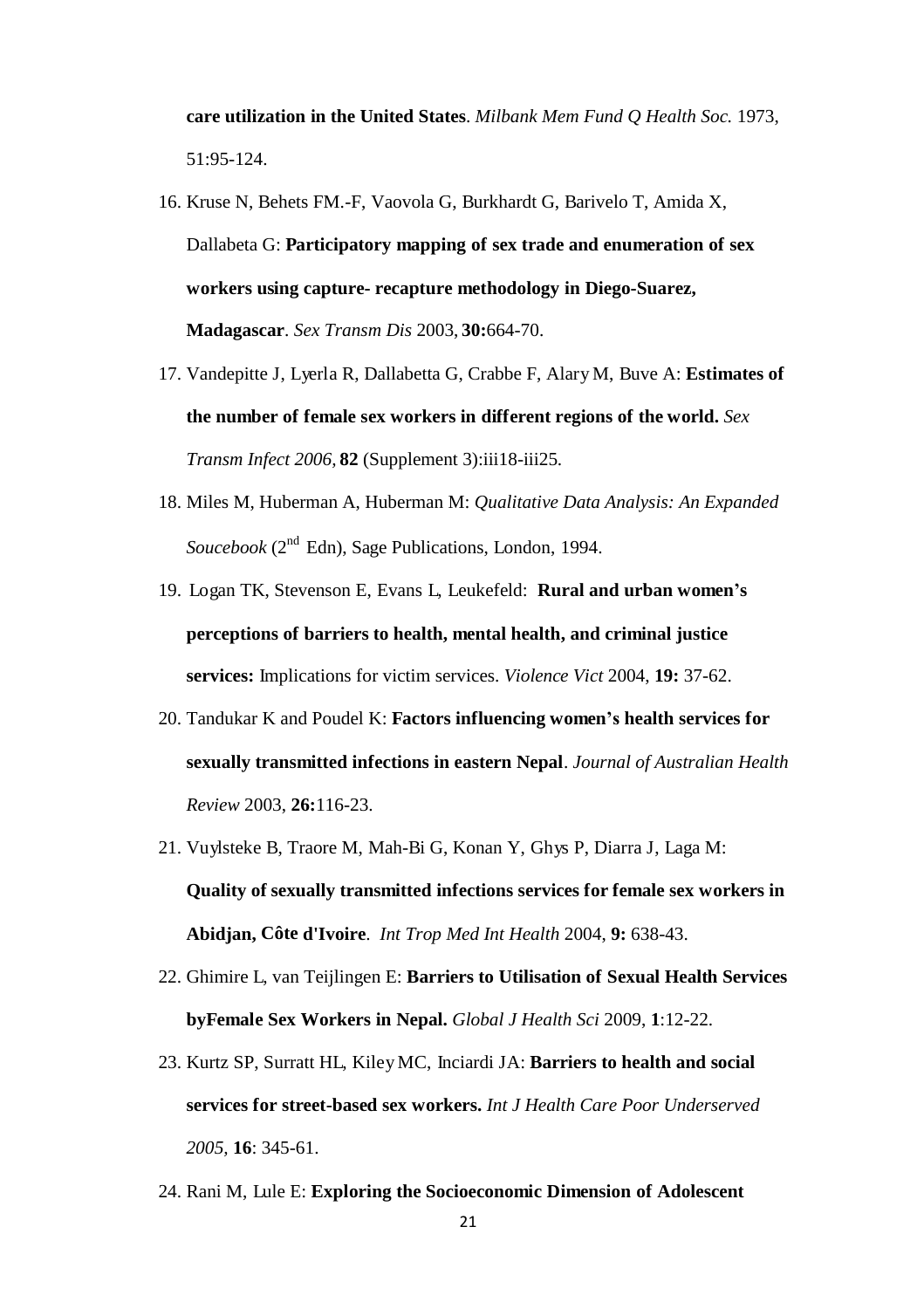**care utilization in the United States**. *Milbank Mem Fund Q Health Soc.* 1973, 51:95-124.

16. Kruse N, Behets FM.-F, Vaovola G, Burkhardt G, Barivelo T, Amida X, Dallabeta G: **Participatory mapping of sex trade and enumeration of sex workers using capture- recapture methodology in Diego-Suarez, Madagascar**. *Sex Transm Dis* 2003, **30:**664-70.
17. Vandepitte J, Lyerla R, Dallabetta G, Crabbe F, Alary M, Buve A: **Estimates of the number of female sex workers in different regions of the world.** *Sex Transm Infect 2006,* **82** (Supplement 3):iii18-iii25.
18. Miles M, Huberman A, Huberman M: *Qualitative Data Analysis: An Expanded Soucebook* (2nd Edn), Sage Publications, London, 1994.
19. Logan TK, Stevenson E, Evans L, Leukefeld: **Rural and urban women's perceptions of barriers to health, mental health, and criminal justice services:** Implications for victim services. *Violence Vict* 2004, **19:** 37-62.
20. Tandukar K and Poudel K: **Factors influencing women's health services for sexually transmitted infections in eastern Nepal**. *Journal of Australian Health Review* 2003, **26:**116-23.
21. Vuylsteke B, Traore M, Mah-Bi G, Konan Y, Ghys P, Diarra J, Laga M: **Quality of sexually transmitted infections services for female sex workers in Abidjan, Côte d'Ivoire**. *Int Trop Med Int Health* 2004, **9:** 638-43.
22. Ghimire L, van Teijlingen E: **Barriers to Utilisation of Sexual Health Services byFemale Sex Workers in Nepal.** *Global J Health Sci* 2009, **1**:12-22.
23. Kurtz SP, Surratt HL, Kiley MC, Inciardi JA: **Barriers to health and social services for street-based sex workers.** *Int J Health Care Poor Underserved 2005,* **16**: 345-61.
24. Rani M, Lule E: **Exploring the Socioeconomic Dimension of Adolescent**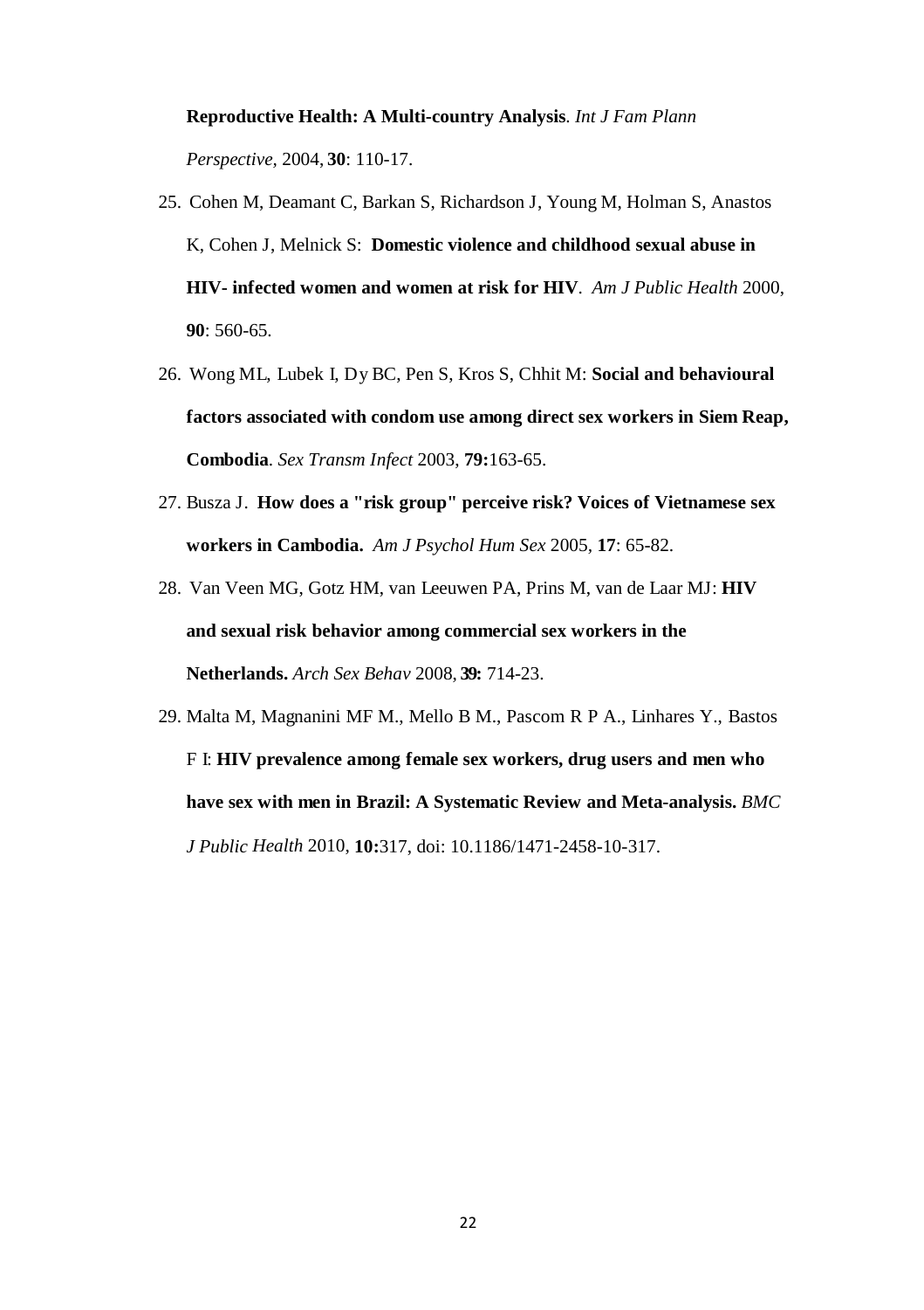**Reproductive Health: A Multi-country Analysis**. *Int J Fam Plann Perspective*, 2004, **30**: 110-17.

25. Cohen M, Deamant C, Barkan S, Richardson J, Young M, Holman S, Anastos K, Cohen J, Melnick S: **Domestic violence and childhood sexual abuse in HIV- infected women and women at risk for HIV**. *Am J Public Health* 2000, **90**: 560-65.

26. Wong ML, Lubek I, Dy BC, Pen S, Kros S, Chhit M: **Social and behavioural factors associated with condom use among direct sex workers in Siem Reap, Combodia**. *Sex Transm Infect* 2003, **79:**163-65.

27. Busza J. **How does a "risk group" perceive risk? Voices of Vietnamese sex workers in Cambodia.** *Am J Psychol Hum Sex* 2005, **17**: 65-82.

28. Van Veen MG, Gotz HM, van Leeuwen PA, Prins M, van de Laar MJ: **HIV and sexual risk behavior among commercial sex workers in the Netherlands.** *Arch Sex Behav* 2008, **39:** 714-23.

29. Malta M, Magnanini MF M., Mello B M., Pascom R P A., Linhares Y., Bastos F I: **HIV prevalence among female sex workers, drug users and men who have sex with men in Brazil: A Systematic Review and Meta-analysis.** *BMC J Public Health* 2010, **10:**317, doi: 10.1186/1471-2458-10-317.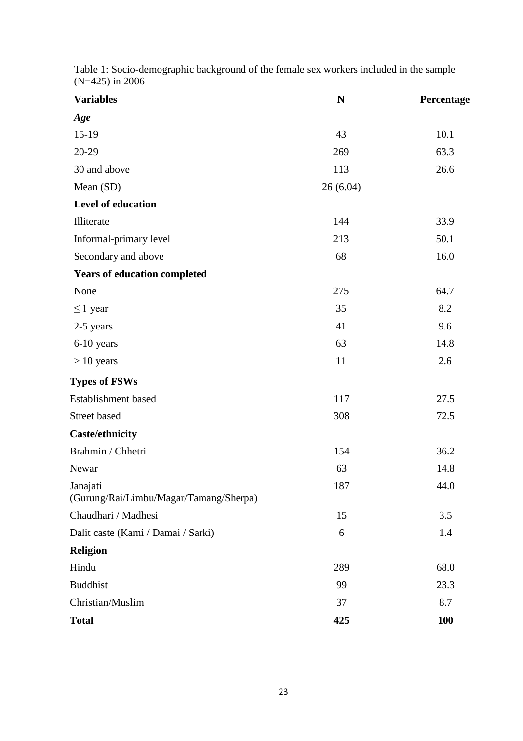Table 1: Socio-demographic background of the female sex workers included in the sample (N=425) in 2006

| Variables | N | Percentage |
|---|---|---|
| ***Age*** | | |
| 15-19 | 43 | 10.1 |
| 20-29 | 269 | 63.3 |
| 30 and above | 113 | 26.6 |
| Mean (SD) | 26 (6.04) | |
| **Level of education** | | |
| Illiterate | 144 | 33.9 |
| Informal-primary level | 213 | 50.1 |
| Secondary and above | 68 | 16.0 |
| **Years of education completed** | | |
| None | 275 | 64.7 |
| ≤ 1 year | 35 | 8.2 |
| 2-5 years | 41 | 9.6 |
| 6-10 years | 63 | 14.8 |
| > 10 years | 11 | 2.6 |
| **Types of FSWs** | | |
| Establishment based | 117 | 27.5 |
| Street based | 308 | 72.5 |
| **Caste/ethnicity** | | |
| Brahmin / Chhetri | 154 | 36.2 |
| Newar | 63 | 14.8 |
| Janajati (Gurung/Rai/Limbu/Magar/Tamang/Sherpa) | 187 | 44.0 |
| Chaudhari / Madhesi | 15 | 3.5 |
| Dalit caste (Kami / Damai / Sarki) | 6 | 1.4 |
| **Religion** | | |
| Hindu | 289 | 68.0 |
| Buddhist | 99 | 23.3 |
| Christian/Muslim | 37 | 8.7 |
| **Total** | **425** | **100** |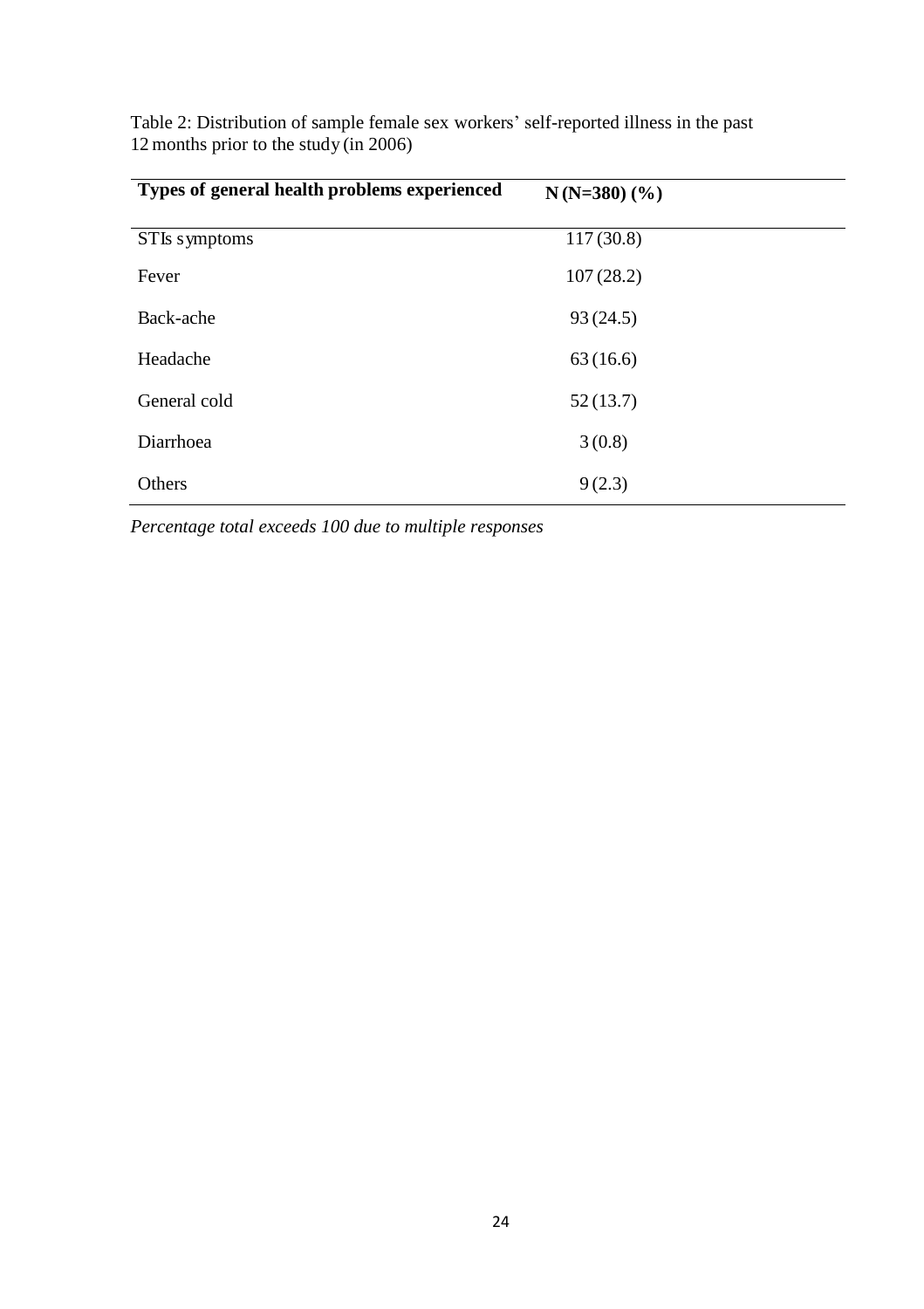Table 2: Distribution of sample female sex workers' self-reported illness in the past 12 months prior to the study (in 2006)

| Types of general health problems experienced | N (N=380) (%) |
|---|---|
| STIs symptoms | 117 (30.8) |
| Fever | 107 (28.2) |
| Back-ache | 93 (24.5) |
| Headache | 63 (16.6) |
| General cold | 52 (13.7) |
| Diarrhoea | 3 (0.8) |
| Others | 9 (2.3) |

*Percentage total exceeds 100 due to multiple responses*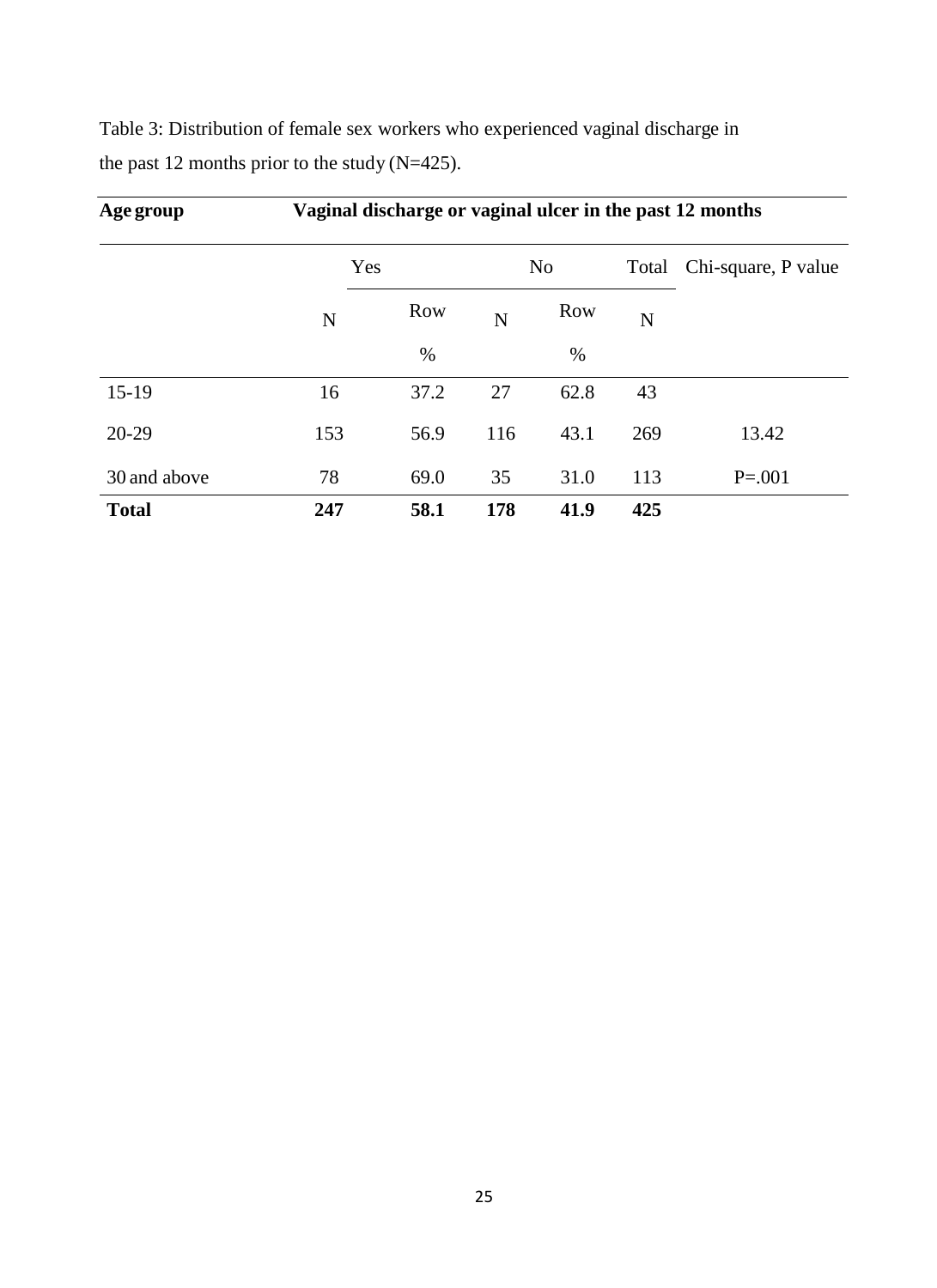Table 3: Distribution of female sex workers who experienced vaginal discharge in the past 12 months prior to the study (N=425).

| **Age group** | **Vaginal discharge or vaginal ulcer in the past 12 months** | | | | | |
|---|---|---|---|---|---|---|
| | Yes | | No | | Total | Chi-square, P value |
| | N | Row % | N | Row % | N | |
| 15-19 | 16 | 37.2 | 27 | 62.8 | 43 | |
| 20-29 | 153 | 56.9 | 116 | 43.1 | 269 | 13.42 |
| 30 and above | 78 | 69.0 | 35 | 31.0 | 113 | P=.001 |
| **Total** | **247** | **58.1** | **178** | **41.9** | **425** | |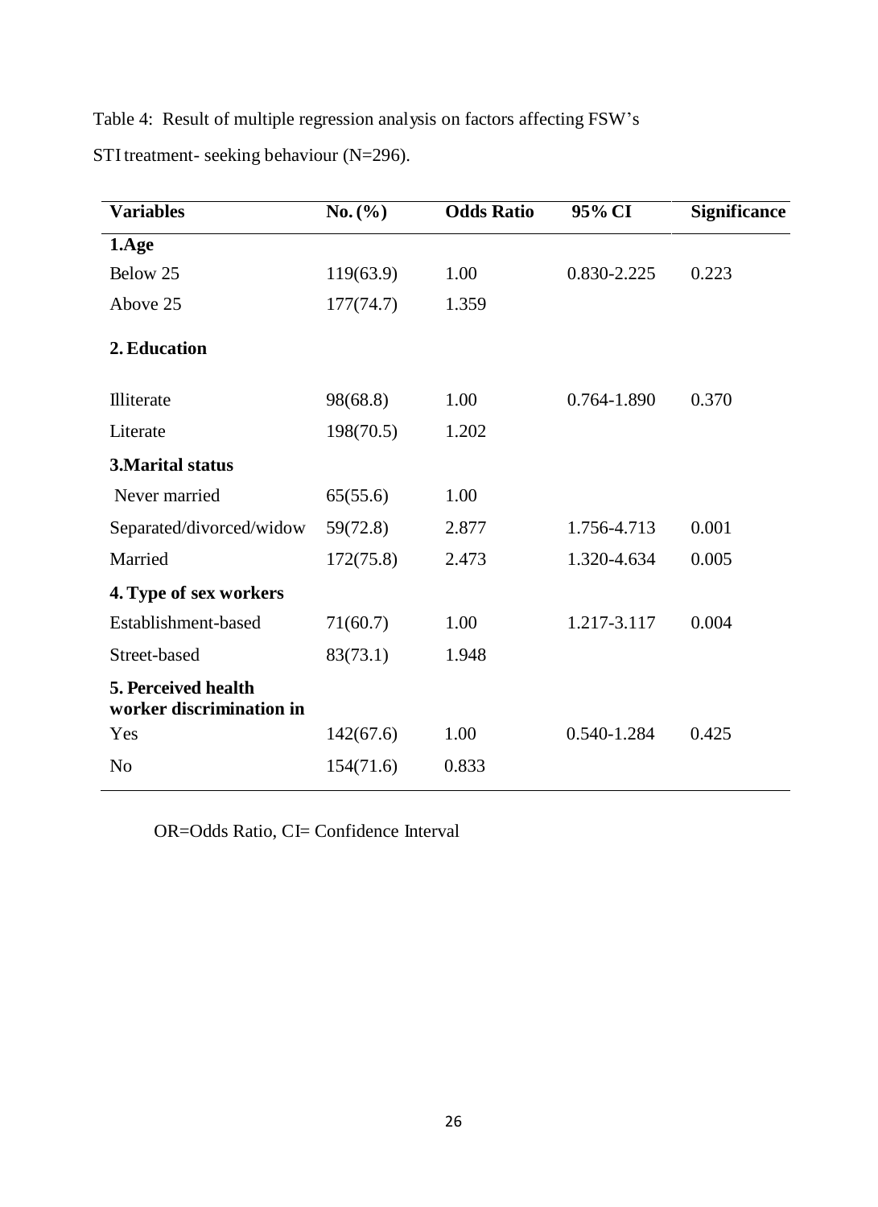Table 4: Result of multiple regression analysis on factors affecting FSW's STI treatment- seeking behaviour (N=296).

| Variables | No. (%) | Odds Ratio | 95% CI | Significance |
|---|---|---|---|---|
| **1.Age** | | | | |
| Below 25 | 119(63.9) | 1.00 | 0.830-2.225 | 0.223 |
| Above 25 | 177(74.7) | 1.359 | | |
| **2. Education** | | | | |
| Illiterate | 98(68.8) | 1.00 | 0.764-1.890 | 0.370 |
| Literate | 198(70.5) | 1.202 | | |
| **3.Marital status** | | | | |
| Never married | 65(55.6) | 1.00 | | |
| Separated/divorced/widow | 59(72.8) | 2.877 | 1.756-4.713 | 0.001 |
| Married | 172(75.8) | 2.473 | 1.320-4.634 | 0.005 |
| **4. Type of sex workers** | | | | |
| Establishment-based | 71(60.7) | 1.00 | 1.217-3.117 | 0.004 |
| Street-based | 83(73.1) | 1.948 | | |
| **5. Perceived health worker discrimination in** | | | | |
| Yes | 142(67.6) | 1.00 | 0.540-1.284 | 0.425 |
| No | 154(71.6) | 0.833 | | |

OR=Odds Ratio, CI= Confidence Interval